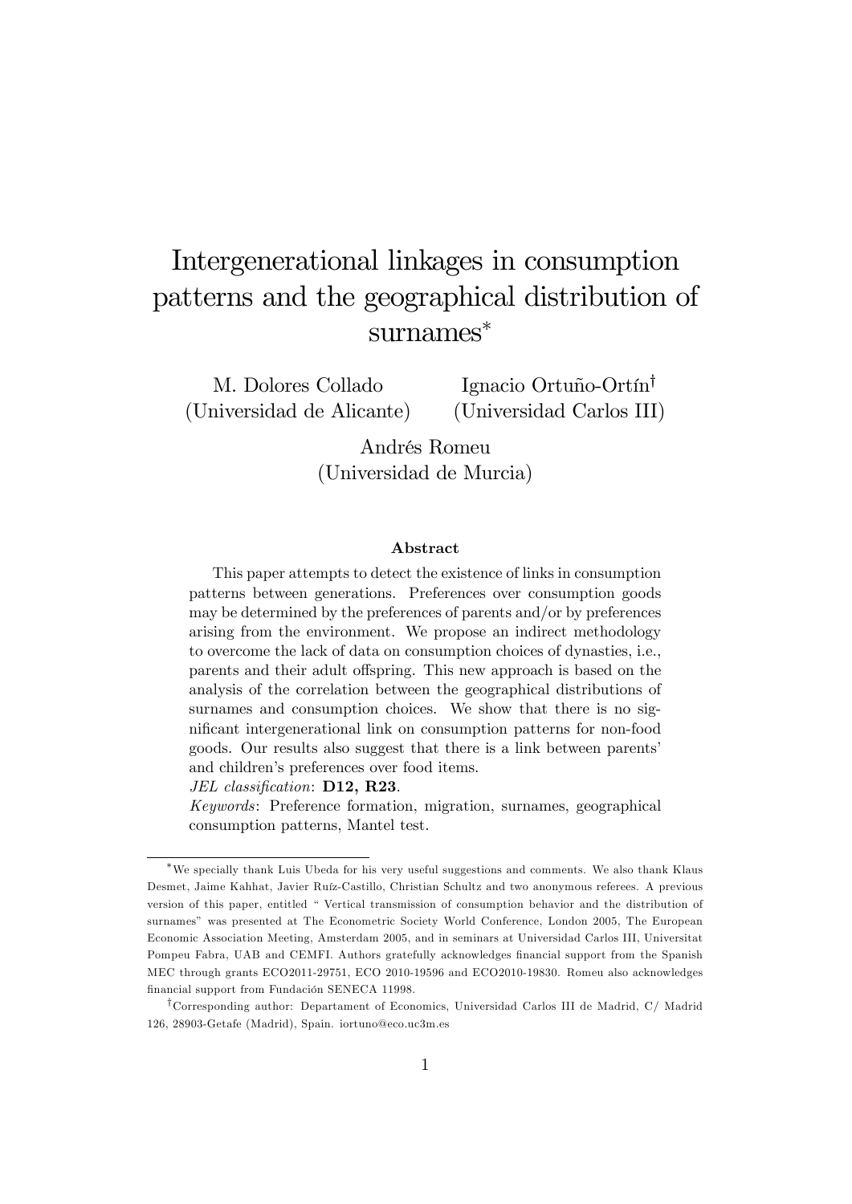# Intergenerational linkages in consumption patterns and the geographical distribution of surnames*

M. Dolores Collado (Universidad de Alicante)

Ignacio Ortuño-Ortín[†] (Universidad Carlos III)

Andrés Romeu (Universidad de Murcia)

### Abstract

This paper attempts to detect the existence of links in consumption patterns between generations. Preferences over consumption goods may be determined by the preferences of parents and/or by preferences arising from the environment. We propose an indirect methodology to overcome the lack of data on consumption choices of dynasties, i.e., parents and their adult offspring. This new approach is based on the analysis of the correlation between the geographical distributions of surnames and consumption choices. We show that there is no significant intergenerational link on consumption patterns for non-food goods. Our results also suggest that there is a link between parents' and children's preferences over food items.

*JEL classification*: **D12, R23**.

*Keywords*: Preference formation, migration, surnames, geographical consumption patterns, Mantel test.

---

*We specially thank Luis Ubeda for his very useful suggestions and comments. We also thank Klaus Desmet, Jaime Kahhat, Javier Ruíz-Castillo, Christian Schultz and two anonymous referees. A previous version of this paper, entitled " Vertical transmission of consumption behavior and the distribution of surnames" was presented at The Econometric Society World Conference, London 2005, The European Economic Association Meeting, Amsterdam 2005, and in seminars at Universidad Carlos III, Universitat Pompeu Fabra, UAB and CEMFI. Authors gratefully acknowledges financial support from the Spanish MEC through grants ECO2011-29751, ECO 2010-19596 and ECO2010-19830. Romeu also acknowledges financial support from Fundación SENECA 11998.

[†]Corresponding author: Departament of Economics, Universidad Carlos III de Madrid, C/ Madrid 126, 28903-Getafe (Madrid), Spain. iortuno@eco.uc3m.es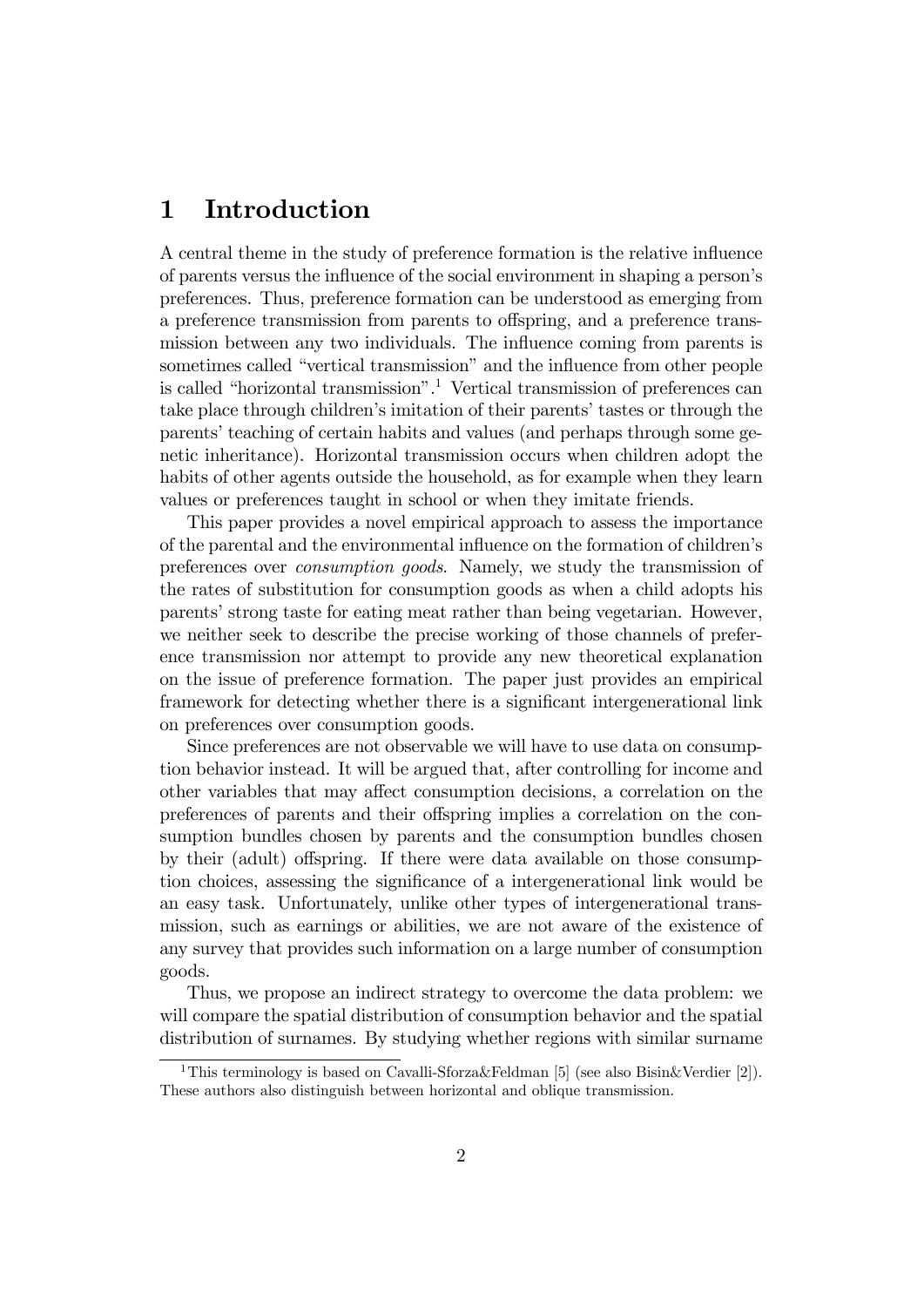# 1 Introduction

A central theme in the study of preference formation is the relative influence of parents versus the influence of the social environment in shaping a person's preferences. Thus, preference formation can be understood as emerging from a preference transmission from parents to offspring, and a preference transmission between any two individuals. The influence coming from parents is sometimes called "vertical transmission" and the influence from other people is called "horizontal transmission".[1] Vertical transmission of preferences can take place through children's imitation of their parents' tastes or through the parents' teaching of certain habits and values (and perhaps through some genetic inheritance). Horizontal transmission occurs when children adopt the habits of other agents outside the household, as for example when they learn values or preferences taught in school or when they imitate friends.

This paper provides a novel empirical approach to assess the importance of the parental and the environmental influence on the formation of children's preferences over *consumption goods*. Namely, we study the transmission of the rates of substitution for consumption goods as when a child adopts his parents' strong taste for eating meat rather than being vegetarian. However, we neither seek to describe the precise working of those channels of preference transmission nor attempt to provide any new theoretical explanation on the issue of preference formation. The paper just provides an empirical framework for detecting whether there is a significant intergenerational link on preferences over consumption goods.

Since preferences are not observable we will have to use data on consumption behavior instead. It will be argued that, after controlling for income and other variables that may affect consumption decisions, a correlation on the preferences of parents and their offspring implies a correlation on the consumption bundles chosen by parents and the consumption bundles chosen by their (adult) offspring. If there were data available on those consumption choices, assessing the significance of a intergenerational link would be an easy task. Unfortunately, unlike other types of intergenerational transmission, such as earnings or abilities, we are not aware of the existence of any survey that provides such information on a large number of consumption goods.

Thus, we propose an indirect strategy to overcome the data problem: we will compare the spatial distribution of consumption behavior and the spatial distribution of surnames. By studying whether regions with similar surname

[1] This terminology is based on Cavalli-Sforza&Feldman [5] (see also Bisin&Verdier [2]). These authors also distinguish between horizontal and oblique transmission.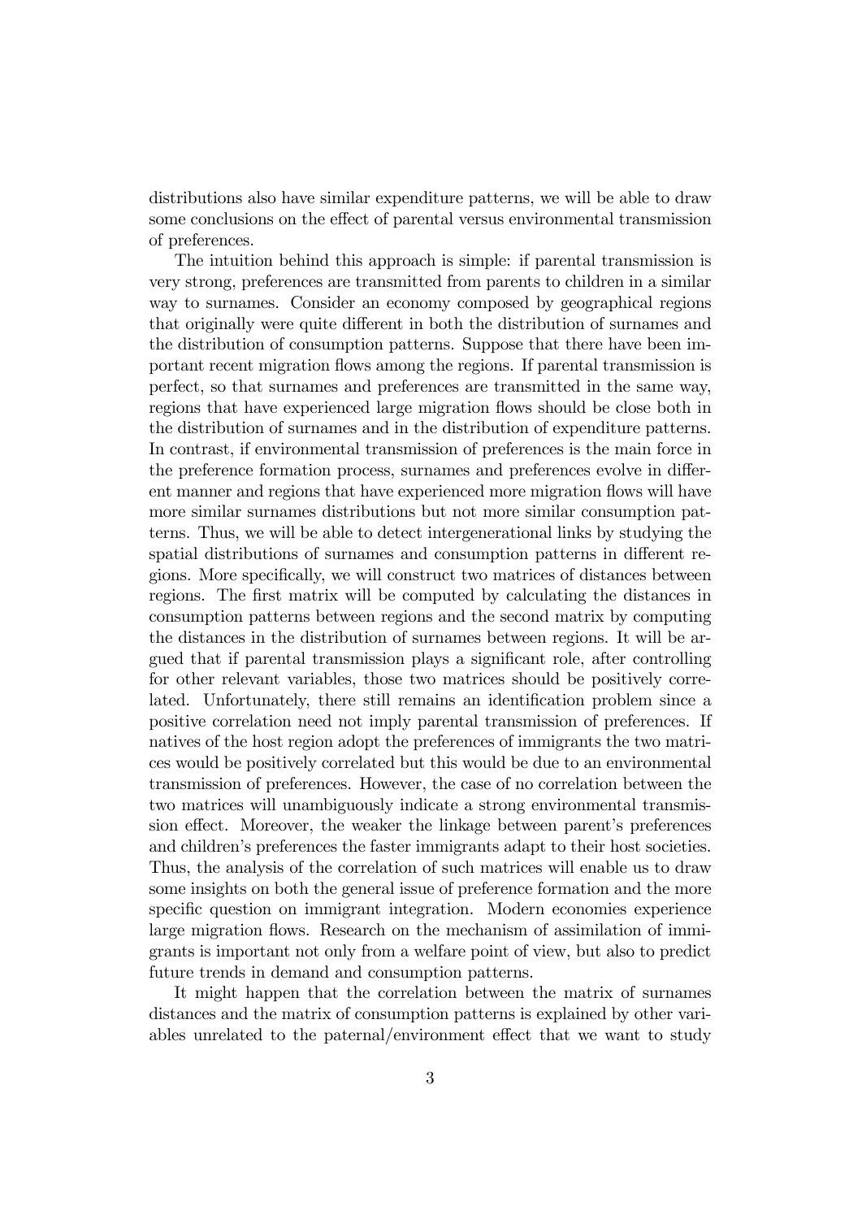distributions also have similar expenditure patterns, we will be able to draw some conclusions on the effect of parental versus environmental transmission of preferences.

The intuition behind this approach is simple: if parental transmission is very strong, preferences are transmitted from parents to children in a similar way to surnames. Consider an economy composed by geographical regions that originally were quite different in both the distribution of surnames and the distribution of consumption patterns. Suppose that there have been important recent migration flows among the regions. If parental transmission is perfect, so that surnames and preferences are transmitted in the same way, regions that have experienced large migration flows should be close both in the distribution of surnames and in the distribution of expenditure patterns. In contrast, if environmental transmission of preferences is the main force in the preference formation process, surnames and preferences evolve in different manner and regions that have experienced more migration flows will have more similar surnames distributions but not more similar consumption patterns. Thus, we will be able to detect intergenerational links by studying the spatial distributions of surnames and consumption patterns in different regions. More specifically, we will construct two matrices of distances between regions. The first matrix will be computed by calculating the distances in consumption patterns between regions and the second matrix by computing the distances in the distribution of surnames between regions. It will be argued that if parental transmission plays a significant role, after controlling for other relevant variables, those two matrices should be positively correlated. Unfortunately, there still remains an identification problem since a positive correlation need not imply parental transmission of preferences. If natives of the host region adopt the preferences of immigrants the two matrices would be positively correlated but this would be due to an environmental transmission of preferences. However, the case of no correlation between the two matrices will unambiguously indicate a strong environmental transmission effect. Moreover, the weaker the linkage between parent's preferences and children's preferences the faster immigrants adapt to their host societies. Thus, the analysis of the correlation of such matrices will enable us to draw some insights on both the general issue of preference formation and the more specific question on immigrant integration. Modern economies experience large migration flows. Research on the mechanism of assimilation of immigrants is important not only from a welfare point of view, but also to predict future trends in demand and consumption patterns.

It might happen that the correlation between the matrix of surnames distances and the matrix of consumption patterns is explained by other variables unrelated to the paternal/environment effect that we want to study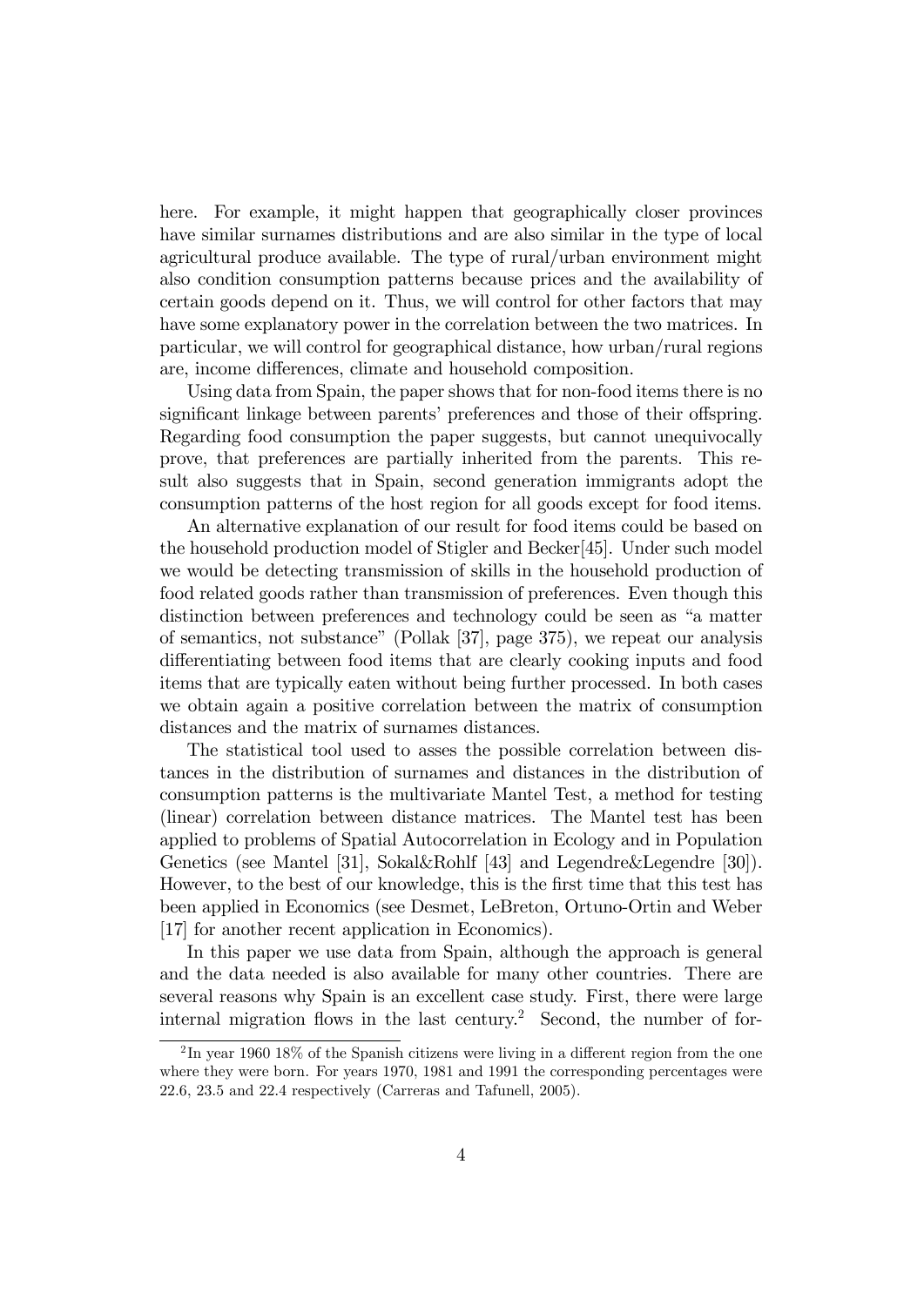here. For example, it might happen that geographically closer provinces have similar surnames distributions and are also similar in the type of local agricultural produce available. The type of rural/urban environment might also condition consumption patterns because prices and the availability of certain goods depend on it. Thus, we will control for other factors that may have some explanatory power in the correlation between the two matrices. In particular, we will control for geographical distance, how urban/rural regions are, income differences, climate and household composition.

Using data from Spain, the paper shows that for non-food items there is no significant linkage between parents' preferences and those of their offspring. Regarding food consumption the paper suggests, but cannot unequivocally prove, that preferences are partially inherited from the parents. This result also suggests that in Spain, second generation immigrants adopt the consumption patterns of the host region for all goods except for food items.

An alternative explanation of our result for food items could be based on the household production model of Stigler and Becker[45]. Under such model we would be detecting transmission of skills in the household production of food related goods rather than transmission of preferences. Even though this distinction between preferences and technology could be seen as "a matter of semantics, not substance" (Pollak [37], page 375), we repeat our analysis differentiating between food items that are clearly cooking inputs and food items that are typically eaten without being further processed. In both cases we obtain again a positive correlation between the matrix of consumption distances and the matrix of surnames distances.

The statistical tool used to asses the possible correlation between distances in the distribution of surnames and distances in the distribution of consumption patterns is the multivariate Mantel Test, a method for testing (linear) correlation between distance matrices. The Mantel test has been applied to problems of Spatial Autocorrelation in Ecology and in Population Genetics (see Mantel [31], Sokal&Rohlf [43] and Legendre&Legendre [30]). However, to the best of our knowledge, this is the first time that this test has been applied in Economics (see Desmet, LeBreton, Ortuno-Ortin and Weber [17] for another recent application in Economics).

In this paper we use data from Spain, although the approach is general and the data needed is also available for many other countries. There are several reasons why Spain is an excellent case study. First, there were large internal migration flows in the last century.[2] Second, the number of for-

[2] In year 1960 18% of the Spanish citizens were living in a different region from the one where they were born. For years 1970, 1981 and 1991 the corresponding percentages were 22.6, 23.5 and 22.4 respectively (Carreras and Tafunell, 2005).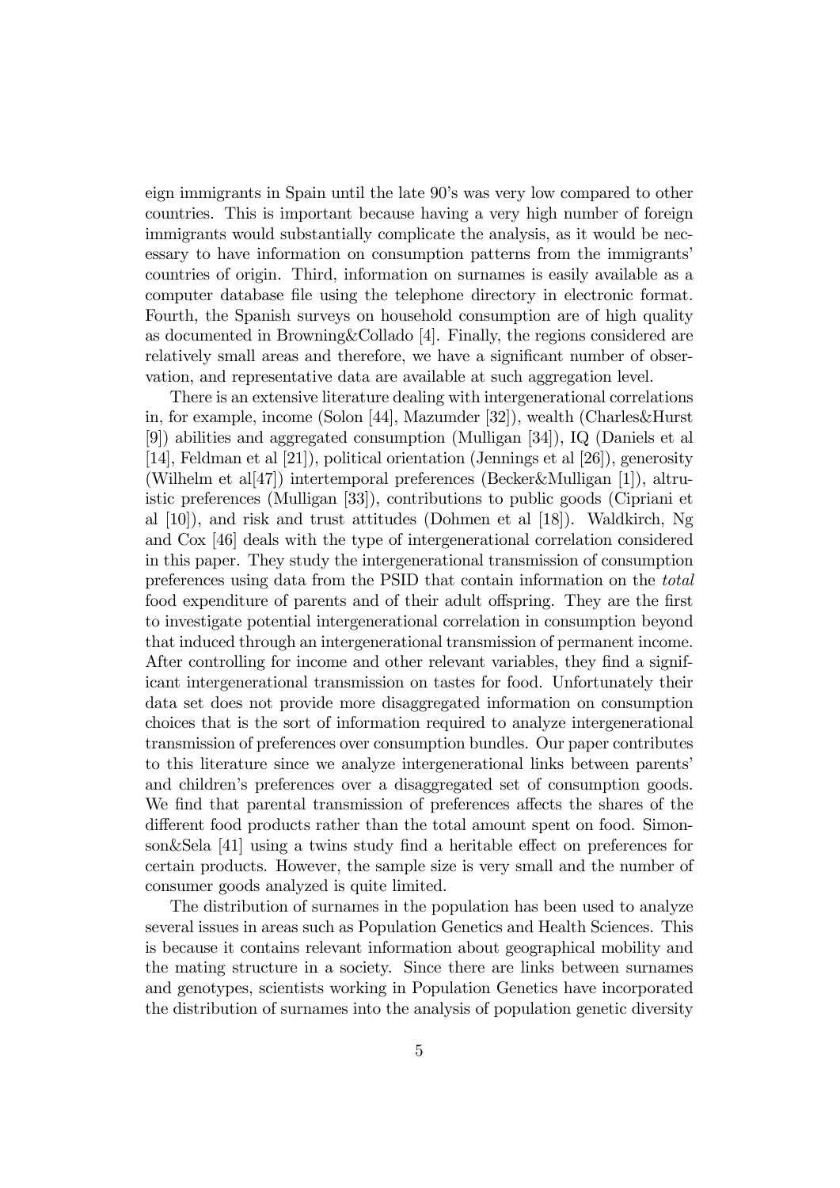eign immigrants in Spain until the late 90's was very low compared to other countries. This is important because having a very high number of foreign immigrants would substantially complicate the analysis, as it would be necessary to have information on consumption patterns from the immigrants' countries of origin. Third, information on surnames is easily available as a computer database file using the telephone directory in electronic format. Fourth, the Spanish surveys on household consumption are of high quality as documented in Browning&Collado [4]. Finally, the regions considered are relatively small areas and therefore, we have a significant number of observation, and representative data are available at such aggregation level.

There is an extensive literature dealing with intergenerational correlations in, for example, income (Solon [44], Mazumder [32]), wealth (Charles&Hurst [9]) abilities and aggregated consumption (Mulligan [34]), IQ (Daniels et al [14], Feldman et al [21]), political orientation (Jennings et al [26]), generosity (Wilhelm et al[47]) intertemporal preferences (Becker&Mulligan [1]), altruistic preferences (Mulligan [33]), contributions to public goods (Cipriani et al [10]), and risk and trust attitudes (Dohmen et al [18]). Waldkirch, Ng and Cox [46] deals with the type of intergenerational correlation considered in this paper. They study the intergenerational transmission of consumption preferences using data from the PSID that contain information on the *total* food expenditure of parents and of their adult offspring. They are the first to investigate potential intergenerational correlation in consumption beyond that induced through an intergenerational transmission of permanent income. After controlling for income and other relevant variables, they find a significant intergenerational transmission on tastes for food. Unfortunately their data set does not provide more disaggregated information on consumption choices that is the sort of information required to analyze intergenerational transmission of preferences over consumption bundles. Our paper contributes to this literature since we analyze intergenerational links between parents' and children's preferences over a disaggregated set of consumption goods. We find that parental transmission of preferences affects the shares of the different food products rather than the total amount spent on food. Simonson&Sela [41] using a twins study find a heritable effect on preferences for certain products. However, the sample size is very small and the number of consumer goods analyzed is quite limited.

The distribution of surnames in the population has been used to analyze several issues in areas such as Population Genetics and Health Sciences. This is because it contains relevant information about geographical mobility and the mating structure in a society. Since there are links between surnames and genotypes, scientists working in Population Genetics have incorporated the distribution of surnames into the analysis of population genetic diversity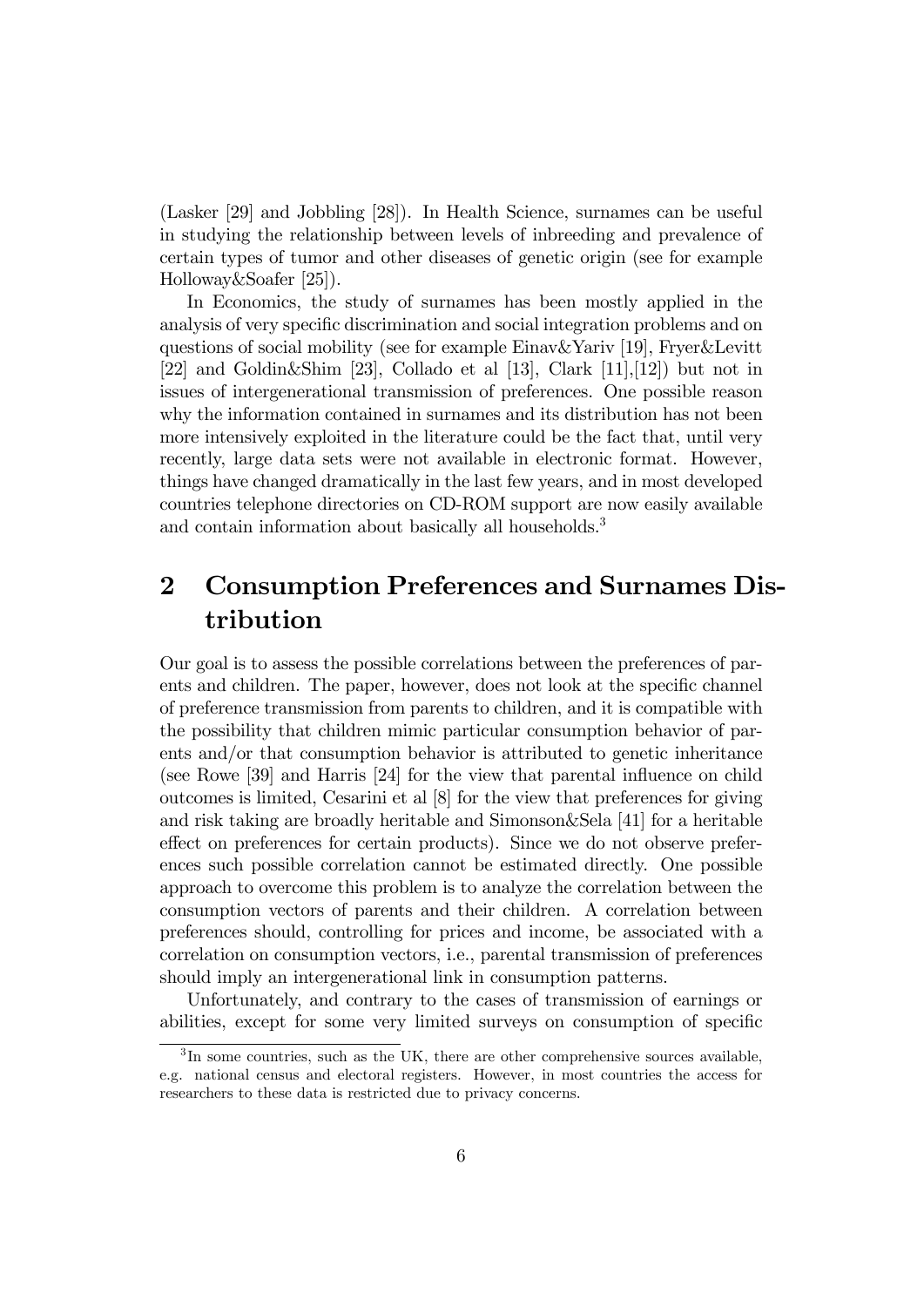(Lasker [29] and Jobbling [28]). In Health Science, surnames can be useful in studying the relationship between levels of inbreeding and prevalence of certain types of tumor and other diseases of genetic origin (see for example Holloway&Soafer [25]).

In Economics, the study of surnames has been mostly applied in the analysis of very specific discrimination and social integration problems and on questions of social mobility (see for example Einav&Yariv [19], Fryer&Levitt [22] and Goldin&Shim [23], Collado et al [13], Clark [11],[12]) but not in issues of intergenerational transmission of preferences. One possible reason why the information contained in surnames and its distribution has not been more intensively exploited in the literature could be the fact that, until very recently, large data sets were not available in electronic format. However, things have changed dramatically in the last few years, and in most developed countries telephone directories on CD-ROM support are now easily available and contain information about basically all households.[3]

# 2 Consumption Preferences and Surnames Distribution

Our goal is to assess the possible correlations between the preferences of parents and children. The paper, however, does not look at the specific channel of preference transmission from parents to children, and it is compatible with the possibility that children mimic particular consumption behavior of parents and/or that consumption behavior is attributed to genetic inheritance (see Rowe [39] and Harris [24] for the view that parental influence on child outcomes is limited, Cesarini et al [8] for the view that preferences for giving and risk taking are broadly heritable and Simonson&Sela [41] for a heritable effect on preferences for certain products). Since we do not observe preferences such possible correlation cannot be estimated directly. One possible approach to overcome this problem is to analyze the correlation between the consumption vectors of parents and their children. A correlation between preferences should, controlling for prices and income, be associated with a correlation on consumption vectors, i.e., parental transmission of preferences should imply an intergenerational link in consumption patterns.

Unfortunately, and contrary to the cases of transmission of earnings or abilities, except for some very limited surveys on consumption of specific

[3] In some countries, such as the UK, there are other comprehensive sources available, e.g. national census and electoral registers. However, in most countries the access for researchers to these data is restricted due to privacy concerns.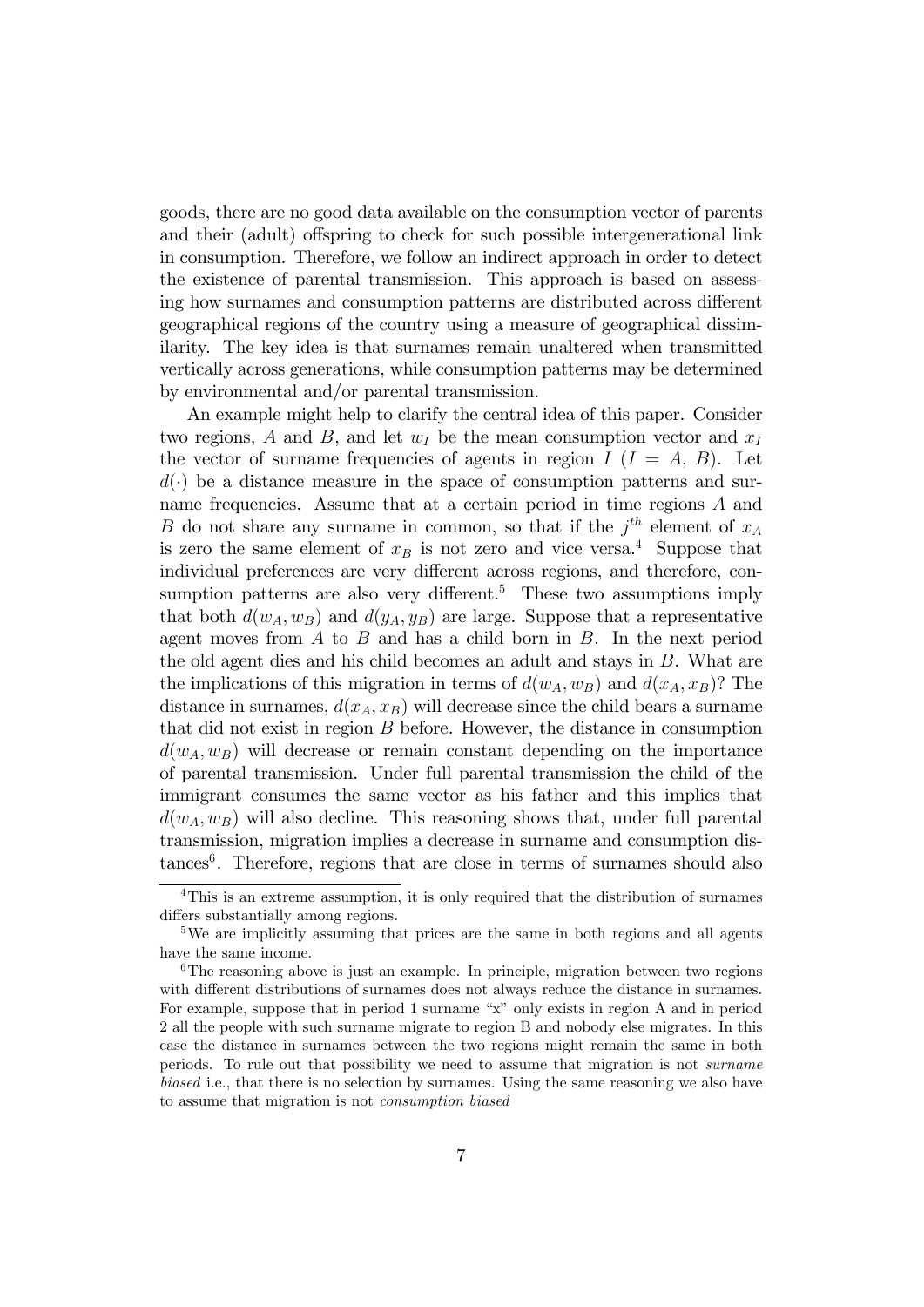goods, there are no good data available on the consumption vector of parents and their (adult) offspring to check for such possible intergenerational link in consumption. Therefore, we follow an indirect approach in order to detect the existence of parental transmission. This approach is based on assessing how surnames and consumption patterns are distributed across different geographical regions of the country using a measure of geographical dissimilarity. The key idea is that surnames remain unaltered when transmitted vertically across generations, while consumption patterns may be determined by environmental and/or parental transmission.

An example might help to clarify the central idea of this paper. Consider two regions, $A$ and $B$, and let $w_I$ be the mean consumption vector and $x_I$ the vector of surname frequencies of agents in region $I$ ($I = A$, $B$). Let $d(\cdot)$ be a distance measure in the space of consumption patterns and surname frequencies. Assume that at a certain period in time regions $A$ and $B$ do not share any surname in common, so that if the $j^{th}$ element of $x_A$ is zero the same element of $x_B$ is not zero and vice versa.[4] Suppose that individual preferences are very different across regions, and therefore, consumption patterns are also very different.[5] These two assumptions imply that both $d(w_A, w_B)$ and $d(y_A, y_B)$ are large. Suppose that a representative agent moves from $A$ to $B$ and has a child born in $B$. In the next period the old agent dies and his child becomes an adult and stays in $B$. What are the implications of this migration in terms of $d(w_A, w_B)$ and $d(x_A, x_B)$? The distance in surnames, $d(x_A, x_B)$ will decrease since the child bears a surname that did not exist in region $B$ before. However, the distance in consumption $d(w_A, w_B)$ will decrease or remain constant depending on the importance of parental transmission. Under full parental transmission the child of the immigrant consumes the same vector as his father and this implies that $d(w_A, w_B)$ will also decline. This reasoning shows that, under full parental transmission, migration implies a decrease in surname and consumption distances[6]. Therefore, regions that are close in terms of surnames should also

[4] This is an extreme assumption, it is only required that the distribution of surnames differs substantially among regions.

[5] We are implicitly assuming that prices are the same in both regions and all agents have the same income.

[6] The reasoning above is just an example. In principle, migration between two regions with different distributions of surnames does not always reduce the distance in surnames. For example, suppose that in period 1 surname "x" only exists in region A and in period 2 all the people with such surname migrate to region B and nobody else migrates. In this case the distance in surnames between the two regions might remain the same in both periods. To rule out that possibility we need to assume that migration is not *surname biased* i.e., that there is no selection by surnames. Using the same reasoning we also have to assume that migration is not *consumption biased*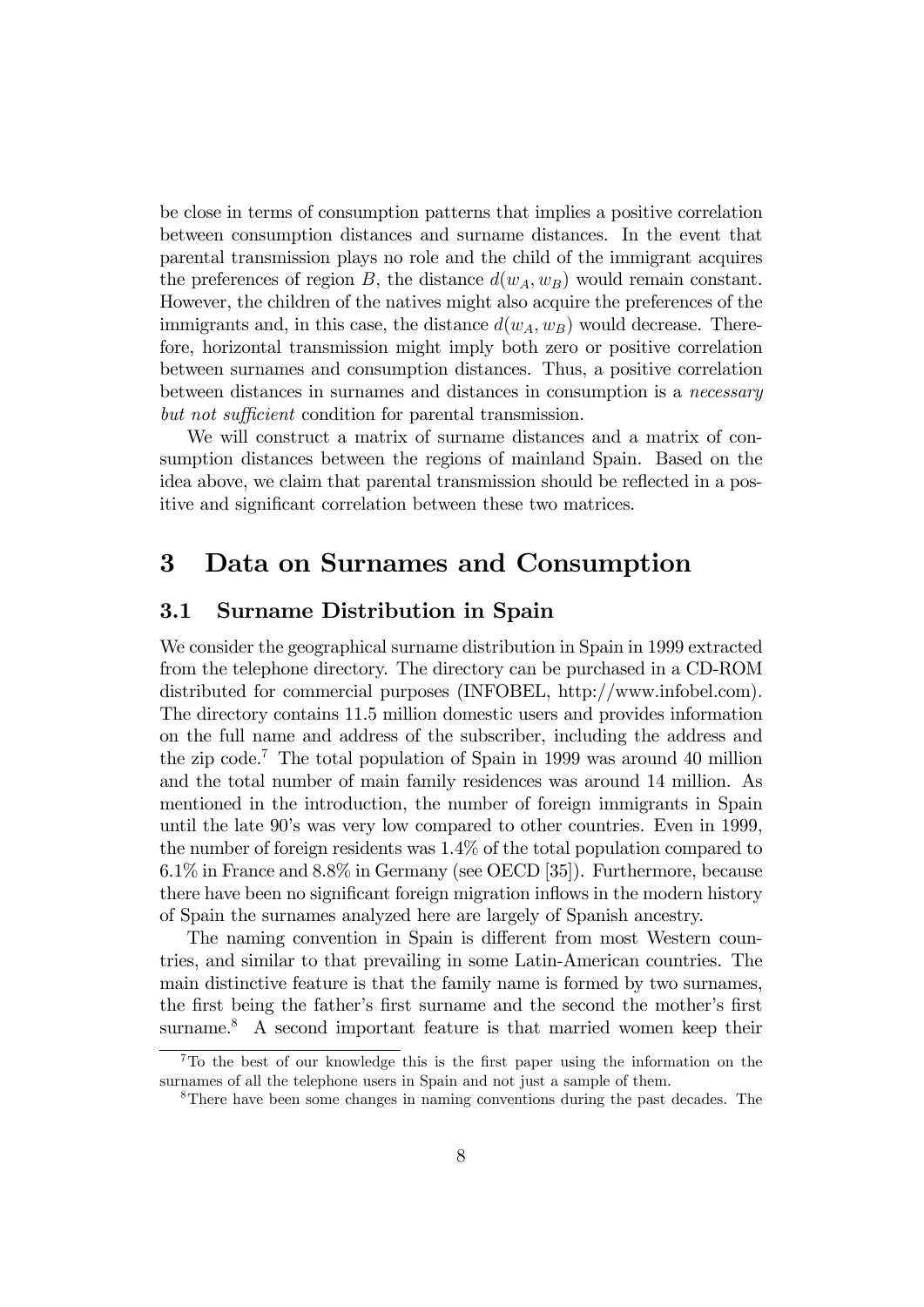be close in terms of consumption patterns that implies a positive correlation between consumption distances and surname distances. In the event that parental transmission plays no role and the child of the immigrant acquires the preferences of region B, the distance $d(w_A, w_B)$ would remain constant. However, the children of the natives might also acquire the preferences of the immigrants and, in this case, the distance $d(w_A, w_B)$ would decrease. Therefore, horizontal transmission might imply both zero or positive correlation between surnames and consumption distances. Thus, a positive correlation between distances in surnames and distances in consumption is a *necessary but not sufficient* condition for parental transmission.

We will construct a matrix of surname distances and a matrix of consumption distances between the regions of mainland Spain. Based on the idea above, we claim that parental transmission should be reflected in a positive and significant correlation between these two matrices.

# 3 Data on Surnames and Consumption

## 3.1 Surname Distribution in Spain

We consider the geographical surname distribution in Spain in 1999 extracted from the telephone directory. The directory can be purchased in a CD-ROM distributed for commercial purposes (INFOBEL, http://www.infobel.com). The directory contains 11.5 million domestic users and provides information on the full name and address of the subscriber, including the address and the zip code.[7] The total population of Spain in 1999 was around 40 million and the total number of main family residences was around 14 million. As mentioned in the introduction, the number of foreign immigrants in Spain until the late 90's was very low compared to other countries. Even in 1999, the number of foreign residents was 1.4% of the total population compared to 6.1% in France and 8.8% in Germany (see OECD [35]). Furthermore, because there have been no significant foreign migration inflows in the modern history of Spain the surnames analyzed here are largely of Spanish ancestry.

The naming convention in Spain is different from most Western countries, and similar to that prevailing in some Latin-American countries. The main distinctive feature is that the family name is formed by two surnames, the first being the father's first surname and the second the mother's first surname.[8] A second important feature is that married women keep their

[7] To the best of our knowledge this is the first paper using the information on the surnames of all the telephone users in Spain and not just a sample of them.

[8] There have been some changes in naming conventions during the past decades. The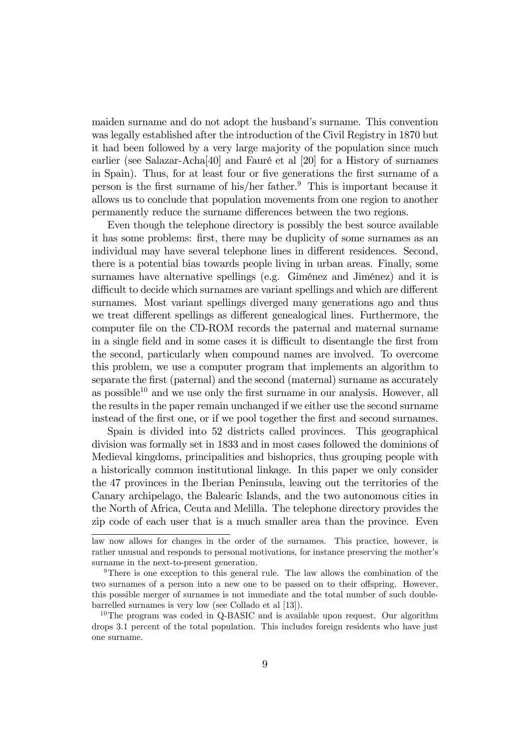maiden surname and do not adopt the husband's surname. This convention was legally established after the introduction of the Civil Registry in 1870 but it had been followed by a very large majority of the population since much earlier (see Salazar-Acha[40] and Fauré et al [20] for a History of surnames in Spain). Thus, for at least four or five generations the first surname of a person is the first surname of his/her father.[9] This is important because it allows us to conclude that population movements from one region to another permanently reduce the surname differences between the two regions.

Even though the telephone directory is possibly the best source available it has some problems: first, there may be duplicity of some surnames as an individual may have several telephone lines in different residences. Second, there is a potential bias towards people living in urban areas. Finally, some surnames have alternative spellings (e.g. Giménez and Jiménez) and it is difficult to decide which surnames are variant spellings and which are different surnames. Most variant spellings diverged many generations ago and thus we treat different spellings as different genealogical lines. Furthermore, the computer file on the CD-ROM records the paternal and maternal surname in a single field and in some cases it is difficult to disentangle the first from the second, particularly when compound names are involved. To overcome this problem, we use a computer program that implements an algorithm to separate the first (paternal) and the second (maternal) surname as accurately as possible[10] and we use only the first surname in our analysis. However, all the results in the paper remain unchanged if we either use the second surname instead of the first one, or if we pool together the first and second surnames.

Spain is divided into 52 districts called provinces. This geographical division was formally set in 1833 and in most cases followed the dominions of Medieval kingdoms, principalities and bishoprics, thus grouping people with a historically common institutional linkage. In this paper we only consider the 47 provinces in the Iberian Peninsula, leaving out the territories of the Canary archipelago, the Balearic Islands, and the two autonomous cities in the North of Africa, Ceuta and Melilla. The telephone directory provides the zip code of each user that is a much smaller area than the province. Even

---

law now allows for changes in the order of the surnames. This practice, however, is rather unusual and responds to personal motivations, for instance preserving the mother's surname in the next-to-present generation.

[9] There is one exception to this general rule. The law allows the combination of the two surnames of a person into a new one to be passed on to their offspring. However, this possible merger of surnames is not immediate and the total number of such double-barrelled surnames is very low (see Collado et al [13]).

[10] The program was coded in Q-BASIC and is available upon request. Our algorithm drops 3.1 percent of the total population. This includes foreign residents who have just one surname.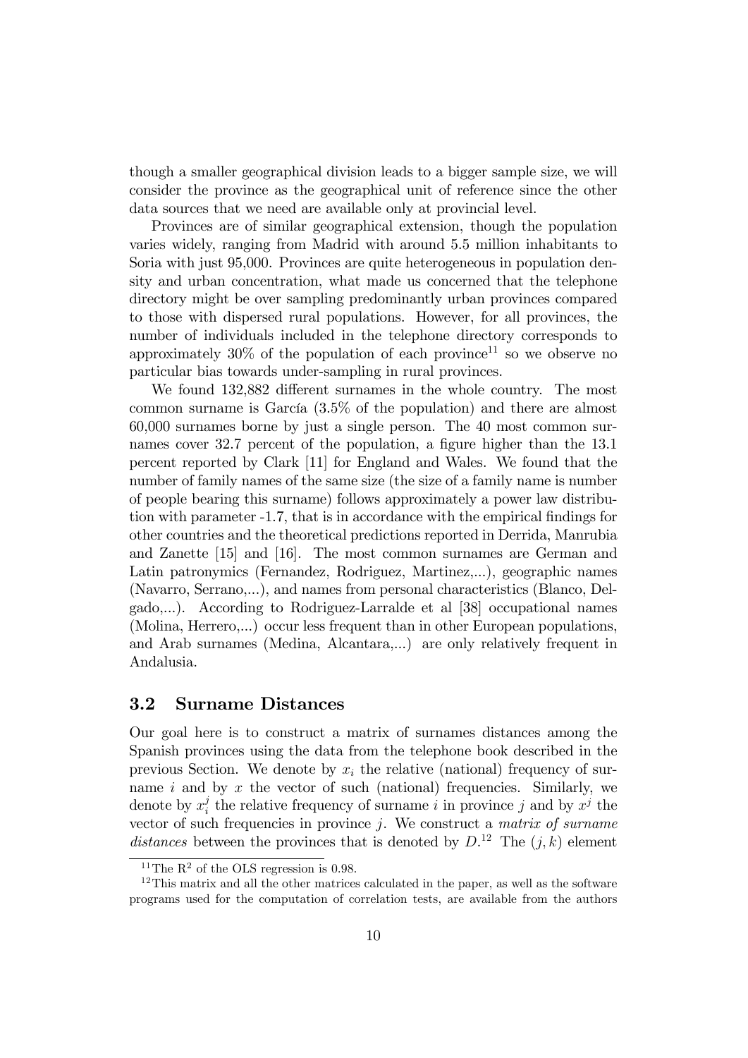though a smaller geographical division leads to a bigger sample size, we will consider the province as the geographical unit of reference since the other data sources that we need are available only at provincial level.

Provinces are of similar geographical extension, though the population varies widely, ranging from Madrid with around 5.5 million inhabitants to Soria with just 95,000. Provinces are quite heterogeneous in population density and urban concentration, what made us concerned that the telephone directory might be over sampling predominantly urban provinces compared to those with dispersed rural populations. However, for all provinces, the number of individuals included in the telephone directory corresponds to approximately 30% of the population of each province[11] so we observe no particular bias towards under-sampling in rural provinces.

We found 132,882 different surnames in the whole country. The most common surname is García (3.5% of the population) and there are almost 60,000 surnames borne by just a single person. The 40 most common surnames cover 32.7 percent of the population, a figure higher than the 13.1 percent reported by Clark [11] for England and Wales. We found that the number of family names of the same size (the size of a family name is number of people bearing this surname) follows approximately a power law distribution with parameter -1.7, that is in accordance with the empirical findings for other countries and the theoretical predictions reported in Derrida, Manrubia and Zanette [15] and [16]. The most common surnames are German and Latin patronymics (Fernandez, Rodriguez, Martinez,...), geographic names (Navarro, Serrano,...), and names from personal characteristics (Blanco, Delgado,...). According to Rodriguez-Larralde et al [38] occupational names (Molina, Herrero,...) occur less frequent than in other European populations, and Arab surnames (Medina, Alcantara,...) are only relatively frequent in Andalusia.

## 3.2 Surname Distances

Our goal here is to construct a matrix of surnames distances among the Spanish provinces using the data from the telephone book described in the previous Section. We denote by $x_i$ the relative (national) frequency of surname $i$ and by $x$ the vector of such (national) frequencies. Similarly, we denote by $x_i^j$ the relative frequency of surname $i$ in province $j$ and by $x^j$ the vector of such frequencies in province $j$. We construct a *matrix of surname distances* between the provinces that is denoted by $D$.[12] The $(j, k)$ element

[11] The $R^2$ of the OLS regression is 0.98.

[12] This matrix and all the other matrices calculated in the paper, as well as the software programs used for the computation of correlation tests, are available from the authors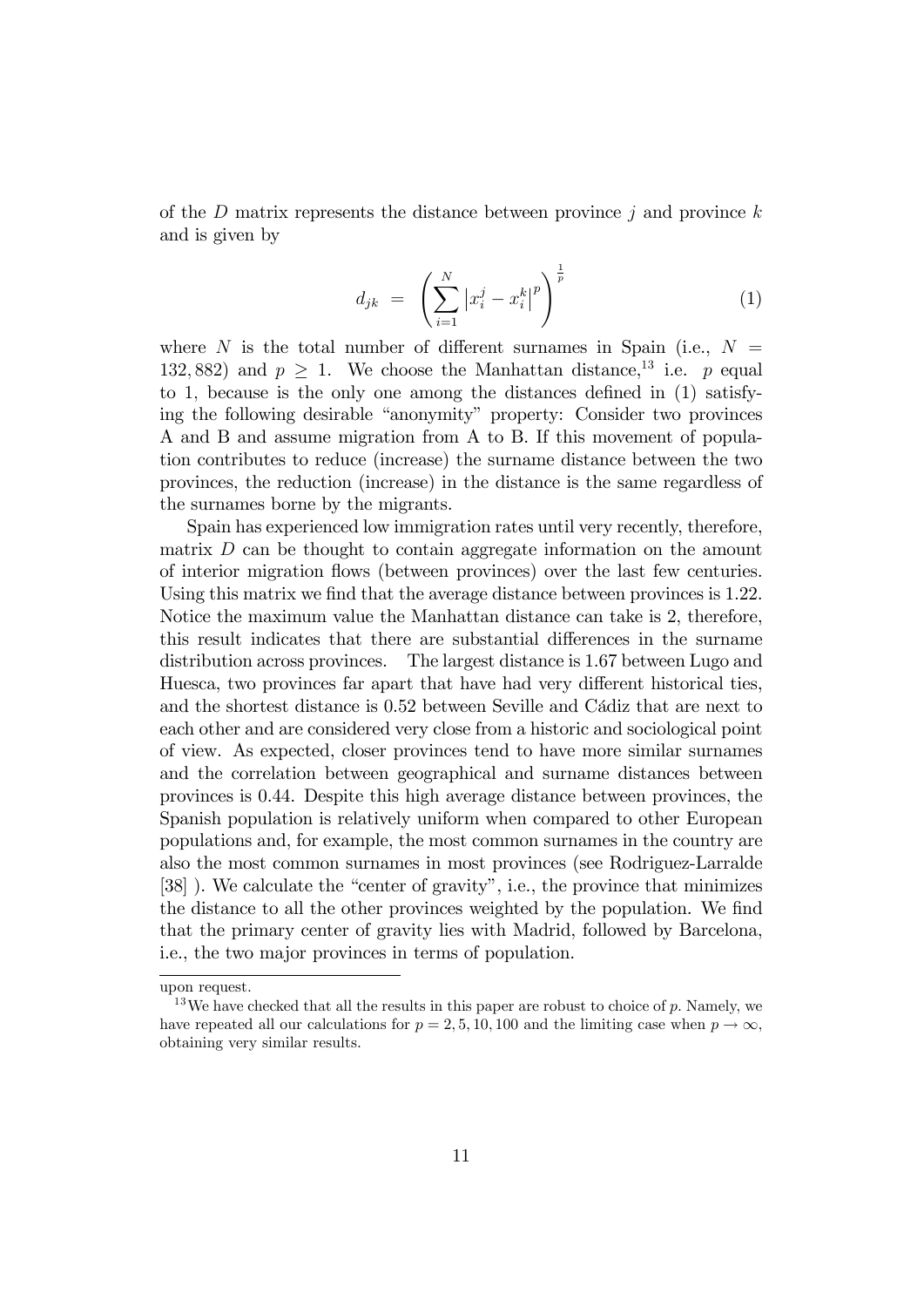of the $D$ matrix represents the distance between province $j$ and province $k$ and is given by

$$d_{jk} = \left( \sum_{i=1}^{N} \left| x_i^j - x_i^k \right|^p \right)^{\frac{1}{p}} \tag{1}$$

where $N$ is the total number of different surnames in Spain (i.e., $N = 132,882$) and $p \geq 1$. We choose the Manhattan distance,[13] i.e. $p$ equal to 1, because is the only one among the distances defined in (1) satisfying the following desirable "anonymity" property: Consider two provinces A and B and assume migration from A to B. If this movement of population contributes to reduce (increase) the surname distance between the two provinces, the reduction (increase) in the distance is the same regardless of the surnames borne by the migrants.

Spain has experienced low immigration rates until very recently, therefore, matrix $D$ can be thought to contain aggregate information on the amount of interior migration flows (between provinces) over the last few centuries. Using this matrix we find that the average distance between provinces is 1.22. Notice the maximum value the Manhattan distance can take is 2, therefore, this result indicates that there are substantial differences in the surname distribution across provinces. The largest distance is 1.67 between Lugo and Huesca, two provinces far apart that have had very different historical ties, and the shortest distance is 0.52 between Seville and Cádiz that are next to each other and are considered very close from a historic and sociological point of view. As expected, closer provinces tend to have more similar surnames and the correlation between geographical and surname distances between provinces is 0.44. Despite this high average distance between provinces, the Spanish population is relatively uniform when compared to other European populations and, for example, the most common surnames in the country are also the most common surnames in most provinces (see Rodriguez-Larralde [38] ). We calculate the "center of gravity", i.e., the province that minimizes the distance to all the other provinces weighted by the population. We find that the primary center of gravity lies with Madrid, followed by Barcelona, i.e., the two major provinces in terms of population.

---

upon request.

[13] We have checked that all the results in this paper are robust to choice of $p$. Namely, we have repeated all our calculations for $p = 2, 5, 10, 100$ and the limiting case when $p \to \infty$, obtaining very similar results.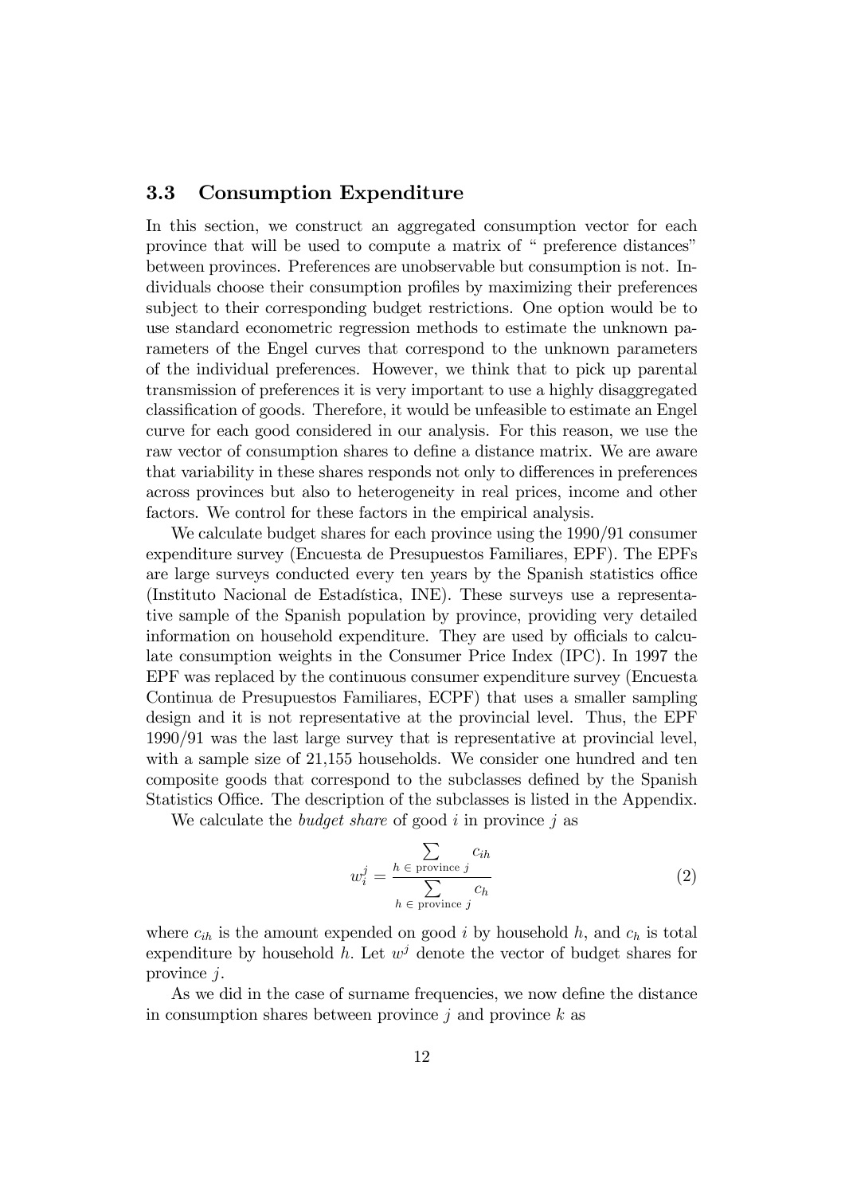### 3.3 Consumption Expenditure

In this section, we construct an aggregated consumption vector for each province that will be used to compute a matrix of " preference distances" between provinces. Preferences are unobservable but consumption is not. Individuals choose their consumption profiles by maximizing their preferences subject to their corresponding budget restrictions. One option would be to use standard econometric regression methods to estimate the unknown parameters of the Engel curves that correspond to the unknown parameters of the individual preferences. However, we think that to pick up parental transmission of preferences it is very important to use a highly disaggregated classification of goods. Therefore, it would be unfeasible to estimate an Engel curve for each good considered in our analysis. For this reason, we use the raw vector of consumption shares to define a distance matrix. We are aware that variability in these shares responds not only to differences in preferences across provinces but also to heterogeneity in real prices, income and other factors. We control for these factors in the empirical analysis.

We calculate budget shares for each province using the 1990/91 consumer expenditure survey (Encuesta de Presupuestos Familiares, EPF). The EPFs are large surveys conducted every ten years by the Spanish statistics office (Instituto Nacional de Estadística, INE). These surveys use a representative sample of the Spanish population by province, providing very detailed information on household expenditure. They are used by officials to calculate consumption weights in the Consumer Price Index (IPC). In 1997 the EPF was replaced by the continuous consumer expenditure survey (Encuesta Continua de Presupuestos Familiares, ECPF) that uses a smaller sampling design and it is not representative at the provincial level. Thus, the EPF 1990/91 was the last large survey that is representative at provincial level, with a sample size of 21,155 households. We consider one hundred and ten composite goods that correspond to the subclasses defined by the Spanish Statistics Office. The description of the subclasses is listed in the Appendix.

We calculate the *budget share* of good $i$ in province $j$ as

$$w_i^j = \frac{\sum\limits_{h \,\in\, \text{province } j} c_{ih}}{\sum\limits_{h \,\in\, \text{province } j} c_h} \tag{2}$$

where $c_{ih}$ is the amount expended on good $i$ by household $h$, and $c_h$ is total expenditure by household $h$. Let $w^j$ denote the vector of budget shares for province $j$.

As we did in the case of surname frequencies, we now define the distance in consumption shares between province $j$ and province $k$ as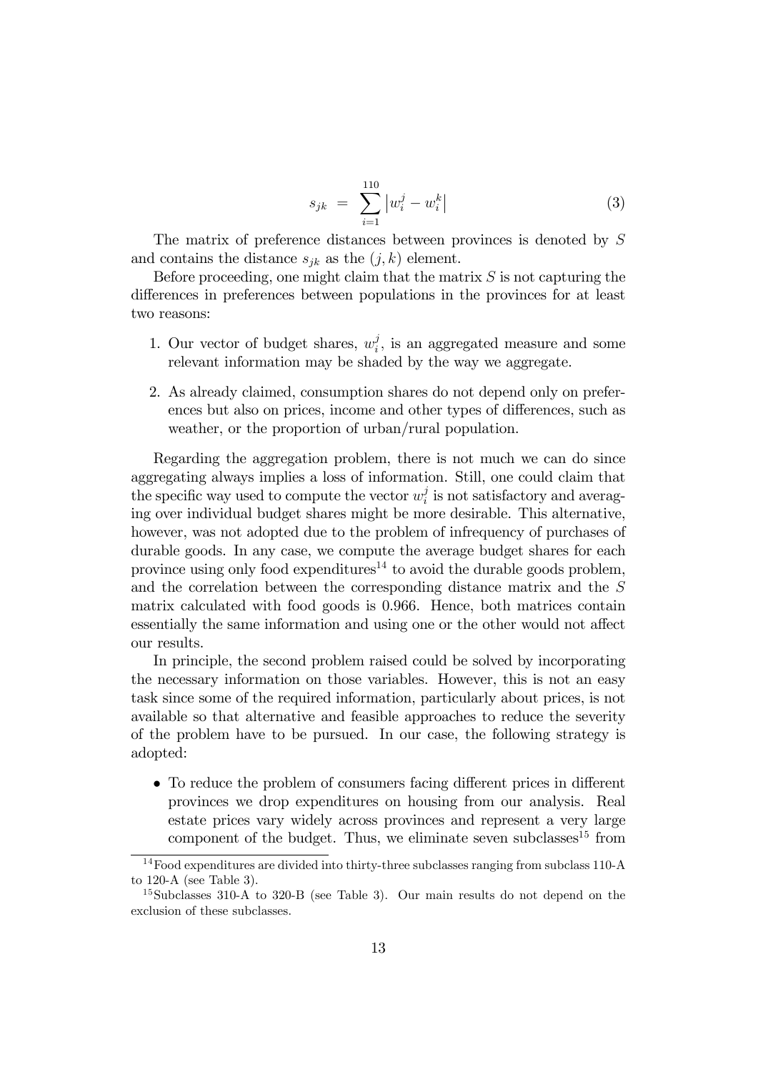$$s_{jk} \; = \; \sum_{i=1}^{110} \left| w_i^j - w_i^k \right| \tag{3}$$

The matrix of preference distances between provinces is denoted by $S$ and contains the distance $s_{jk}$ as the $(j, k)$ element.

Before proceeding, one might claim that the matrix $S$ is not capturing the differences in preferences between populations in the provinces for at least two reasons:

1. Our vector of budget shares, $w_i^j$, is an aggregated measure and some relevant information may be shaded by the way we aggregate.
2. As already claimed, consumption shares do not depend only on preferences but also on prices, income and other types of differences, such as weather, or the proportion of urban/rural population.

Regarding the aggregation problem, there is not much we can do since aggregating always implies a loss of information. Still, one could claim that the specific way used to compute the vector $w_i^j$ is not satisfactory and averaging over individual budget shares might be more desirable. This alternative, however, was not adopted due to the problem of infrequency of purchases of durable goods. In any case, we compute the average budget shares for each province using only food expenditures[14] to avoid the durable goods problem, and the correlation between the corresponding distance matrix and the $S$ matrix calculated with food goods is 0.966. Hence, both matrices contain essentially the same information and using one or the other would not affect our results.

In principle, the second problem raised could be solved by incorporating the necessary information on those variables. However, this is not an easy task since some of the required information, particularly about prices, is not available so that alternative and feasible approaches to reduce the severity of the problem have to be pursued. In our case, the following strategy is adopted:

- To reduce the problem of consumers facing different prices in different provinces we drop expenditures on housing from our analysis. Real estate prices vary widely across provinces and represent a very large component of the budget. Thus, we eliminate seven subclasses[15] from

[14] Food expenditures are divided into thirty-three subclasses ranging from subclass 110-A to 120-A (see Table 3).

[15] Subclasses 310-A to 320-B (see Table 3). Our main results do not depend on the exclusion of these subclasses.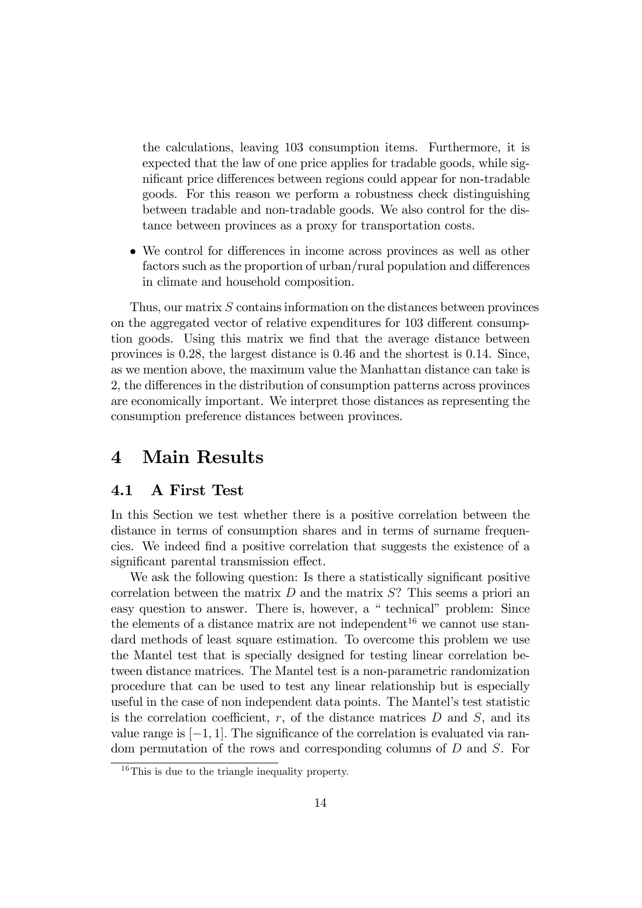the calculations, leaving 103 consumption items. Furthermore, it is expected that the law of one price applies for tradable goods, while significant price differences between regions could appear for non-tradable goods. For this reason we perform a robustness check distinguishing between tradable and non-tradable goods. We also control for the distance between provinces as a proxy for transportation costs.

- We control for differences in income across provinces as well as other factors such as the proportion of urban/rural population and differences in climate and household composition.

Thus, our matrix $S$ contains information on the distances between provinces on the aggregated vector of relative expenditures for 103 different consumption goods. Using this matrix we find that the average distance between provinces is 0.28, the largest distance is 0.46 and the shortest is 0.14. Since, as we mention above, the maximum value the Manhattan distance can take is 2, the differences in the distribution of consumption patterns across provinces are economically important. We interpret those distances as representing the consumption preference distances between provinces.

# 4 Main Results

## 4.1 A First Test

In this Section we test whether there is a positive correlation between the distance in terms of consumption shares and in terms of surname frequencies. We indeed find a positive correlation that suggests the existence of a significant parental transmission effect.

We ask the following question: Is there a statistically significant positive correlation between the matrix $D$ and the matrix $S$? This seems a priori an easy question to answer. There is, however, a " technical" problem: Since the elements of a distance matrix are not independent[16] we cannot use standard methods of least square estimation. To overcome this problem we use the Mantel test that is specially designed for testing linear correlation between distance matrices. The Mantel test is a non-parametric randomization procedure that can be used to test any linear relationship but is especially useful in the case of non independent data points. The Mantel's test statistic is the correlation coefficient, $r$, of the distance matrices $D$ and $S$, and its value range is $[-1, 1]$. The significance of the correlation is evaluated via random permutation of the rows and corresponding columns of $D$ and $S$. For

[16] This is due to the triangle inequality property.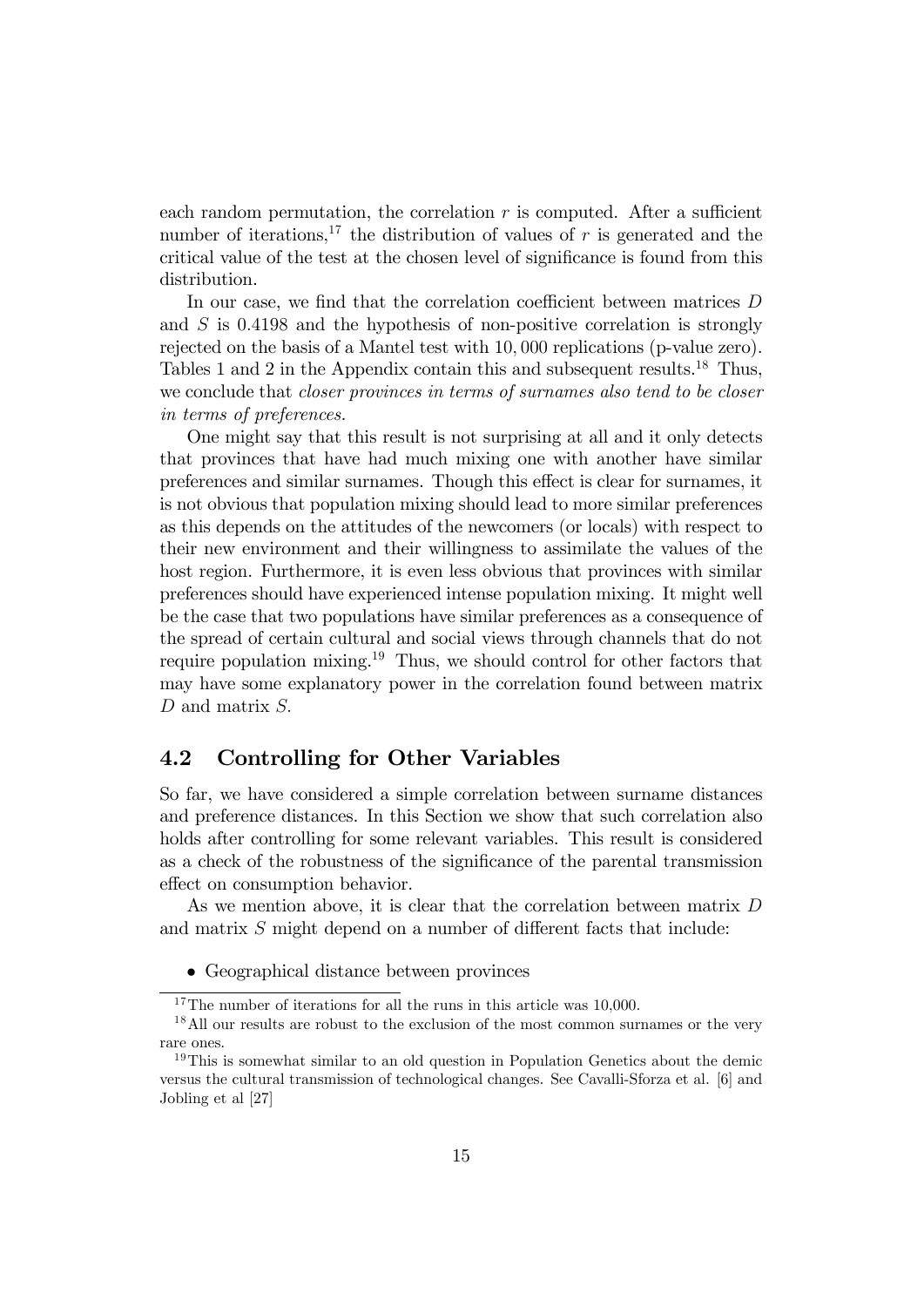each random permutation, the correlation $r$ is computed. After a sufficient number of iterations,[17] the distribution of values of $r$ is generated and the critical value of the test at the chosen level of significance is found from this distribution.

In our case, we find that the correlation coefficient between matrices $D$ and $S$ is 0.4198 and the hypothesis of non-positive correlation is strongly rejected on the basis of a Mantel test with 10,000 replications (p-value zero). Tables 1 and 2 in the Appendix contain this and subsequent results.[18] Thus, we conclude that *closer provinces in terms of surnames also tend to be closer in terms of preferences.*

One might say that this result is not surprising at all and it only detects that provinces that have had much mixing one with another have similar preferences and similar surnames. Though this effect is clear for surnames, it is not obvious that population mixing should lead to more similar preferences as this depends on the attitudes of the newcomers (or locals) with respect to their new environment and their willingness to assimilate the values of the host region. Furthermore, it is even less obvious that provinces with similar preferences should have experienced intense population mixing. It might well be the case that two populations have similar preferences as a consequence of the spread of certain cultural and social views through channels that do not require population mixing.[19] Thus, we should control for other factors that may have some explanatory power in the correlation found between matrix $D$ and matrix $S$.

## 4.2 Controlling for Other Variables

So far, we have considered a simple correlation between surname distances and preference distances. In this Section we show that such correlation also holds after controlling for some relevant variables. This result is considered as a check of the robustness of the significance of the parental transmission effect on consumption behavior.

As we mention above, it is clear that the correlation between matrix $D$ and matrix $S$ might depend on a number of different facts that include:

- Geographical distance between provinces

---

[17] The number of iterations for all the runs in this article was 10,000.

[18] All our results are robust to the exclusion of the most common surnames or the very rare ones.

[19] This is somewhat similar to an old question in Population Genetics about the demic versus the cultural transmission of technological changes. See Cavalli-Sforza et al. [6] and Jobling et al [27]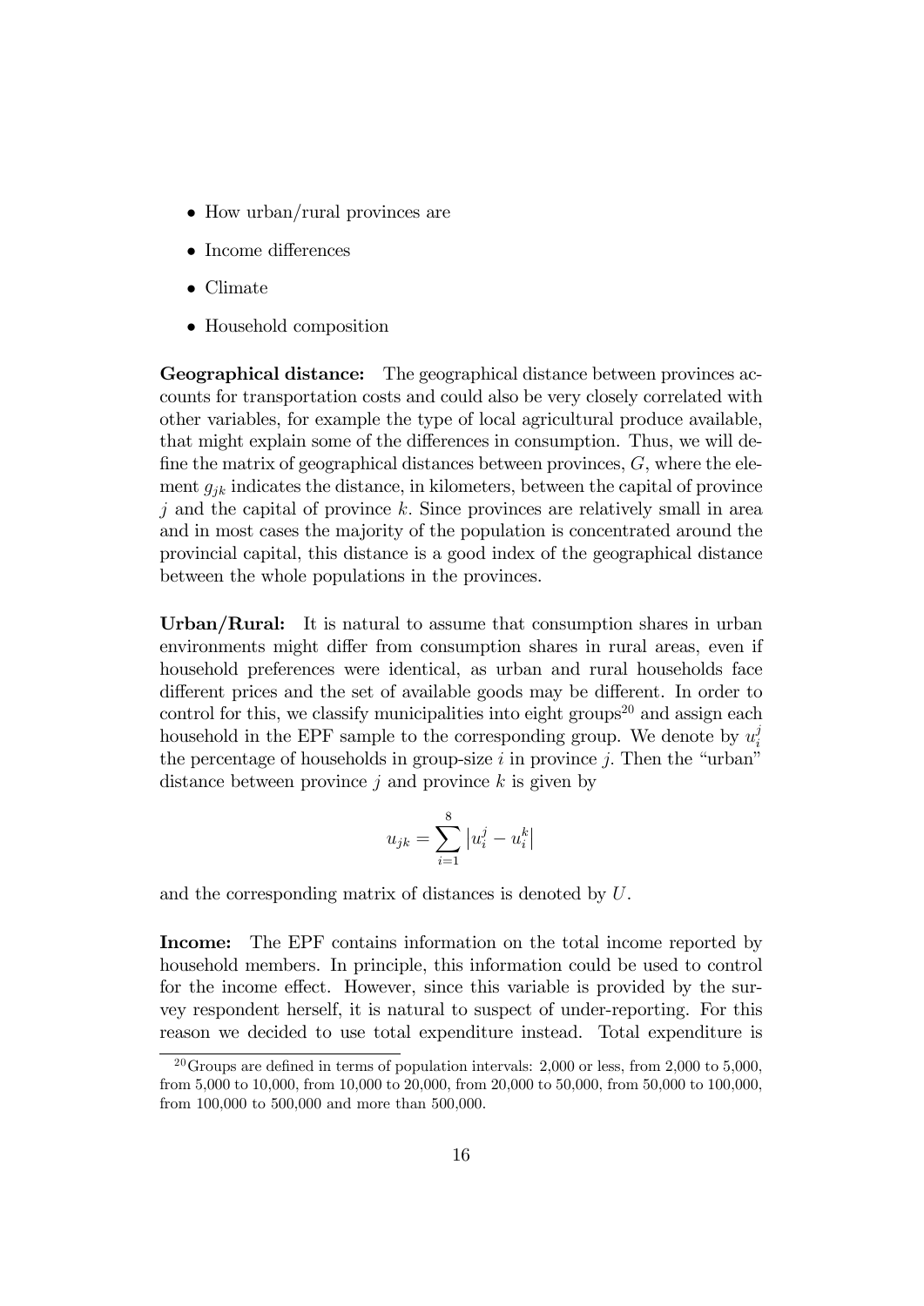- How urban/rural provinces are
- Income differences
- Climate
- Household composition

**Geographical distance:** The geographical distance between provinces accounts for transportation costs and could also be very closely correlated with other variables, for example the type of local agricultural produce available, that might explain some of the differences in consumption. Thus, we will define the matrix of geographical distances between provinces, $G$, where the element $g_{jk}$ indicates the distance, in kilometers, between the capital of province $j$ and the capital of province $k$. Since provinces are relatively small in area and in most cases the majority of the population is concentrated around the provincial capital, this distance is a good index of the geographical distance between the whole populations in the provinces.

**Urban/Rural:** It is natural to assume that consumption shares in urban environments might differ from consumption shares in rural areas, even if household preferences were identical, as urban and rural households face different prices and the set of available goods may be different. In order to control for this, we classify municipalities into eight groups[20] and assign each household in the EPF sample to the corresponding group. We denote by $u_i^j$ the percentage of households in group-size $i$ in province $j$. Then the "urban" distance between province $j$ and province $k$ is given by

$$u_{jk} = \sum_{i=1}^{8} \left| u_i^j - u_i^k \right|$$

and the corresponding matrix of distances is denoted by $U$.

**Income:** The EPF contains information on the total income reported by household members. In principle, this information could be used to control for the income effect. However, since this variable is provided by the survey respondent herself, it is natural to suspect of under-reporting. For this reason we decided to use total expenditure instead. Total expenditure is

[20] Groups are defined in terms of population intervals: 2,000 or less, from 2,000 to 5,000, from 5,000 to 10,000, from 10,000 to 20,000, from 20,000 to 50,000, from 50,000 to 100,000, from 100,000 to 500,000 and more than 500,000.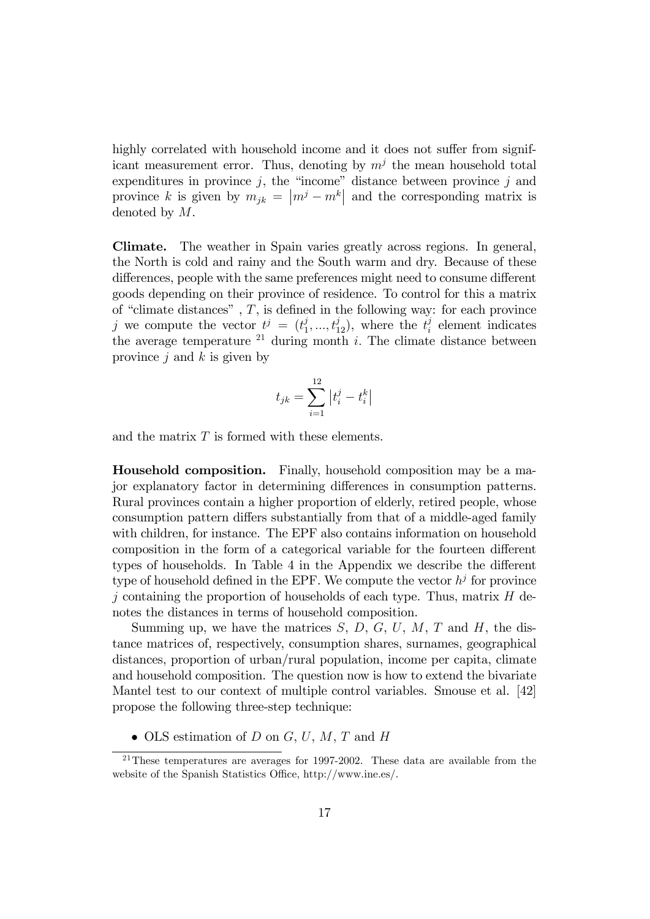highly correlated with household income and it does not suffer from significant measurement error. Thus, denoting by $m^j$ the mean household total expenditures in province $j$, the "income" distance between province $j$ and province $k$ is given by $m_{jk} = \left|m^j - m^k\right|$ and the corresponding matrix is denoted by $M$.

**Climate.** The weather in Spain varies greatly across regions. In general, the North is cold and rainy and the South warm and dry. Because of these differences, people with the same preferences might need to consume different goods depending on their province of residence. To control for this a matrix of "climate distances" , $T$, is defined in the following way: for each province $j$ we compute the vector $t^j = (t_1^j, ..., t_{12}^j)$, where the $t_i^j$ element indicates the average temperature [21] during month $i$. The climate distance between province $j$ and $k$ is given by

$$t_{jk} = \sum_{i=1}^{12} \left|t_i^j - t_i^k\right|$$

and the matrix $T$ is formed with these elements.

**Household composition.** Finally, household composition may be a major explanatory factor in determining differences in consumption patterns. Rural provinces contain a higher proportion of elderly, retired people, whose consumption pattern differs substantially from that of a middle-aged family with children, for instance. The EPF also contains information on household composition in the form of a categorical variable for the fourteen different types of households. In Table 4 in the Appendix we describe the different type of household defined in the EPF. We compute the vector $h^j$ for province $j$ containing the proportion of households of each type. Thus, matrix $H$ denotes the distances in terms of household composition.

Summing up, we have the matrices $S$, $D$, $G$, $U$, $M$, $T$ and $H$, the distance matrices of, respectively, consumption shares, surnames, geographical distances, proportion of urban/rural population, income per capita, climate and household composition. The question now is how to extend the bivariate Mantel test to our context of multiple control variables. Smouse et al. [42] propose the following three-step technique:

- OLS estimation of $D$ on $G$, $U$, $M$, $T$ and $H$

[21] These temperatures are averages for 1997-2002. These data are available from the website of the Spanish Statistics Office, http://www.ine.es/.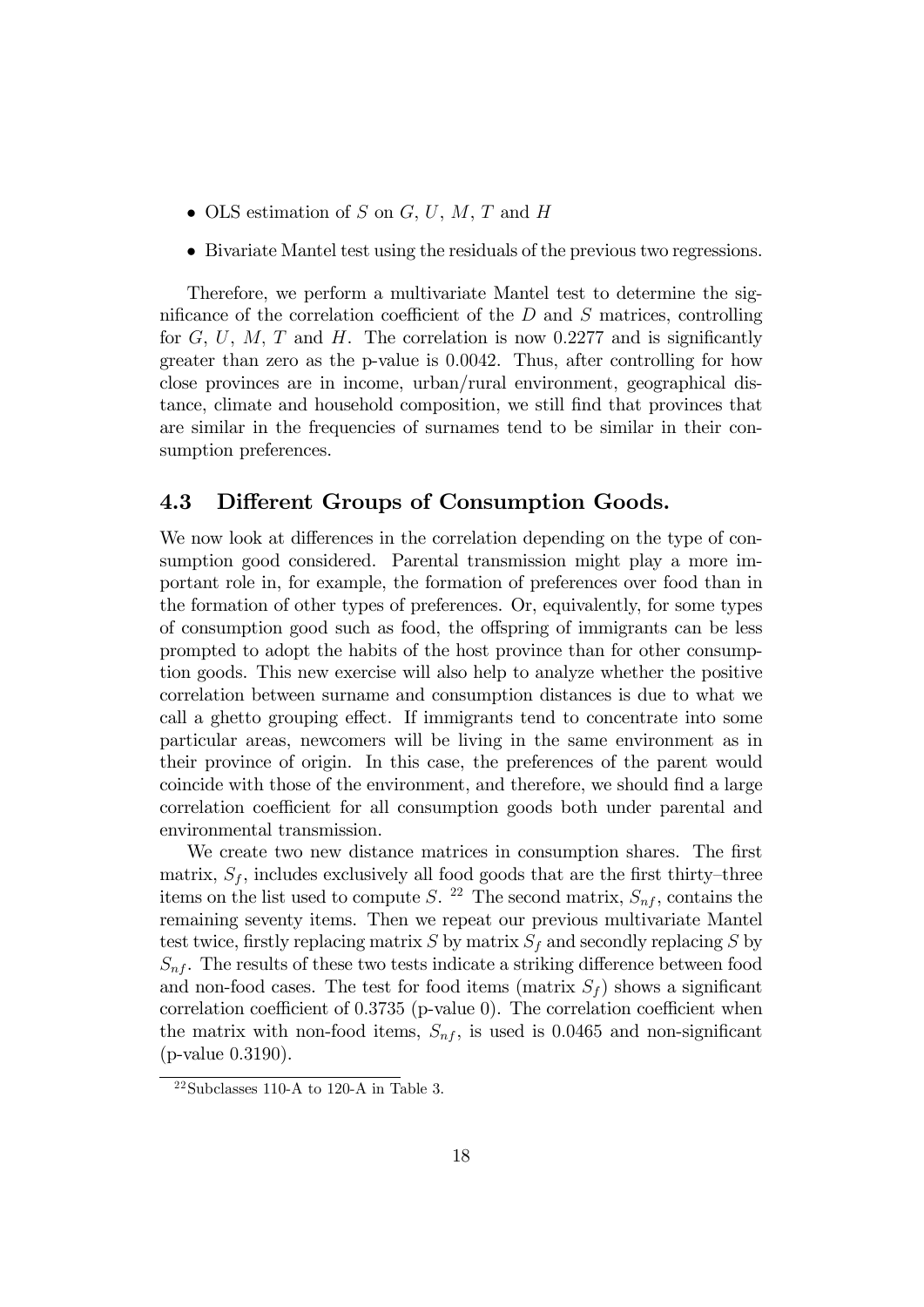- OLS estimation of $S$ on $G$, $U$, $M$, $T$ and $H$
- Bivariate Mantel test using the residuals of the previous two regressions.

Therefore, we perform a multivariate Mantel test to determine the significance of the correlation coefficient of the $D$ and $S$ matrices, controlling for $G$, $U$, $M$, $T$ and $H$. The correlation is now 0.2277 and is significantly greater than zero as the p-value is 0.0042. Thus, after controlling for how close provinces are in income, urban/rural environment, geographical distance, climate and household composition, we still find that provinces that are similar in the frequencies of surnames tend to be similar in their consumption preferences.

### 4.3 Different Groups of Consumption Goods.

We now look at differences in the correlation depending on the type of consumption good considered. Parental transmission might play a more important role in, for example, the formation of preferences over food than in the formation of other types of preferences. Or, equivalently, for some types of consumption good such as food, the offspring of immigrants can be less prompted to adopt the habits of the host province than for other consumption goods. This new exercise will also help to analyze whether the positive correlation between surname and consumption distances is due to what we call a ghetto grouping effect. If immigrants tend to concentrate into some particular areas, newcomers will be living in the same environment as in their province of origin. In this case, the preferences of the parent would coincide with those of the environment, and therefore, we should find a large correlation coefficient for all consumption goods both under parental and environmental transmission.

We create two new distance matrices in consumption shares. The first matrix, $S_f$, includes exclusively all food goods that are the first thirty–three items on the list used to compute $S$. [22] The second matrix, $S_{nf}$, contains the remaining seventy items. Then we repeat our previous multivariate Mantel test twice, firstly replacing matrix $S$ by matrix $S_f$ and secondly replacing $S$ by $S_{nf}$. The results of these two tests indicate a striking difference between food and non-food cases. The test for food items (matrix $S_f$) shows a significant correlation coefficient of 0.3735 (p-value 0). The correlation coefficient when the matrix with non-food items, $S_{nf}$, is used is 0.0465 and non-significant (p-value 0.3190).

[22] Subclasses 110-A to 120-A in Table 3.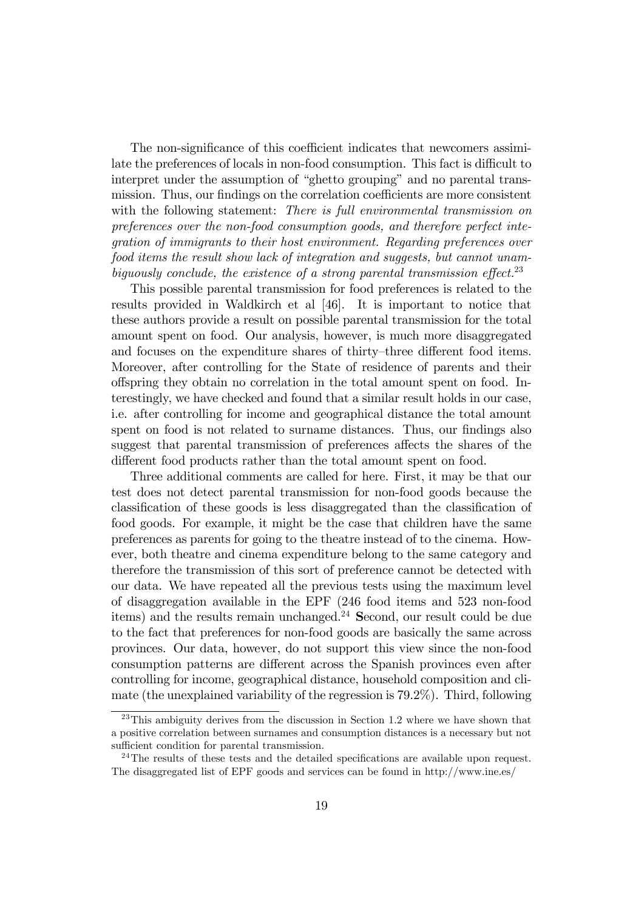The non-significance of this coefficient indicates that newcomers assimilate the preferences of locals in non-food consumption. This fact is difficult to interpret under the assumption of "ghetto grouping" and no parental transmission. Thus, our findings on the correlation coefficients are more consistent with the following statement: *There is full environmental transmission on preferences over the non-food consumption goods, and therefore perfect integration of immigrants to their host environment. Regarding preferences over food items the result show lack of integration and suggests, but cannot unambiguously conclude, the existence of a strong parental transmission effect.*[23]

This possible parental transmission for food preferences is related to the results provided in Waldkirch et al [46]. It is important to notice that these authors provide a result on possible parental transmission for the total amount spent on food. Our analysis, however, is much more disaggregated and focuses on the expenditure shares of thirty–three different food items. Moreover, after controlling for the State of residence of parents and their offspring they obtain no correlation in the total amount spent on food. Interestingly, we have checked and found that a similar result holds in our case, i.e. after controlling for income and geographical distance the total amount spent on food is not related to surname distances. Thus, our findings also suggest that parental transmission of preferences affects the shares of the different food products rather than the total amount spent on food.

Three additional comments are called for here. First, it may be that our test does not detect parental transmission for non-food goods because the classification of these goods is less disaggregated than the classification of food goods. For example, it might be the case that children have the same preferences as parents for going to the theatre instead of to the cinema. However, both theatre and cinema expenditure belong to the same category and therefore the transmission of this sort of preference cannot be detected with our data. We have repeated all the previous tests using the maximum level of disaggregation available in the EPF (246 food items and 523 non-food items) and the results remain unchanged.[24] **S**econd, our result could be due to the fact that preferences for non-food goods are basically the same across provinces. Our data, however, do not support this view since the non-food consumption patterns are different across the Spanish provinces even after controlling for income, geographical distance, household composition and climate (the unexplained variability of the regression is 79.2%). Third, following

[23] This ambiguity derives from the discussion in Section 1.2 where we have shown that a positive correlation between surnames and consumption distances is a necessary but not sufficient condition for parental transmission.

[24] The results of these tests and the detailed specifications are available upon request. The disaggregated list of EPF goods and services can be found in http://www.ine.es/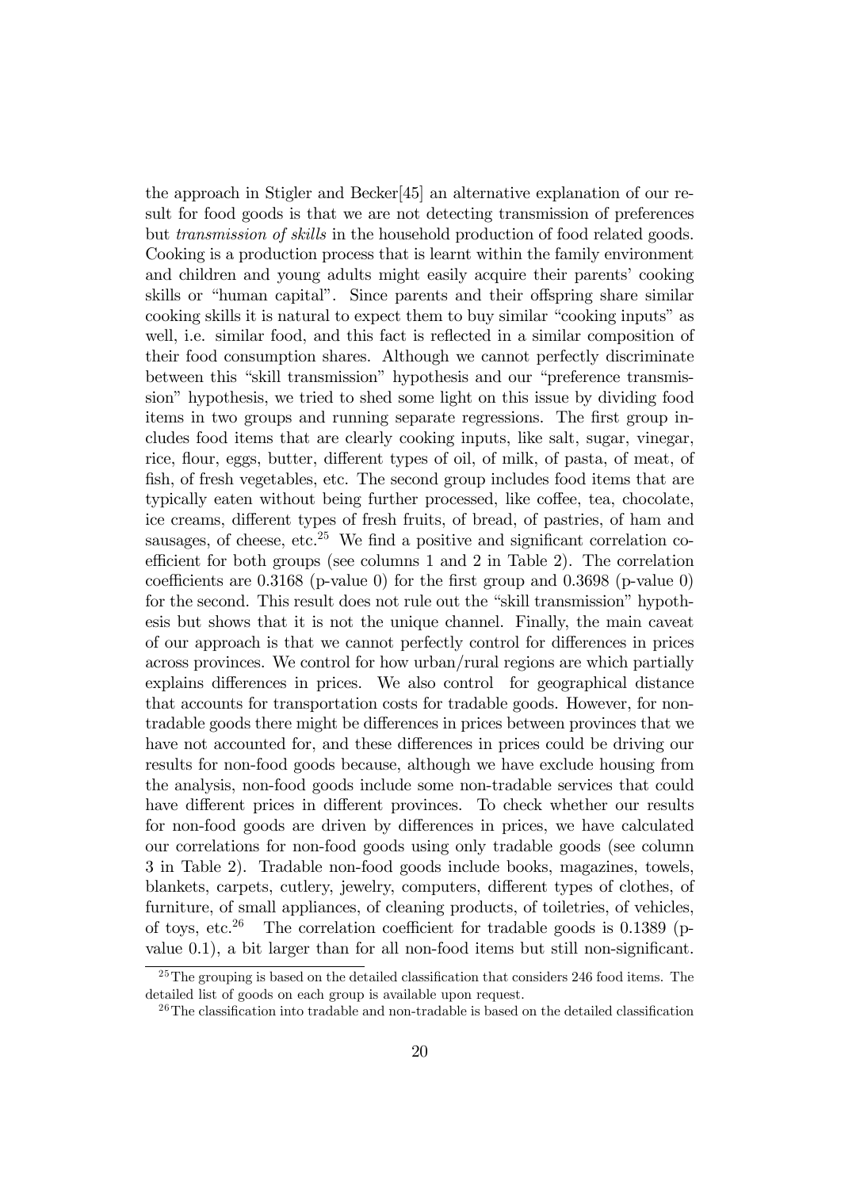the approach in Stigler and Becker[45] an alternative explanation of our result for food goods is that we are not detecting transmission of preferences but *transmission of skills* in the household production of food related goods. Cooking is a production process that is learnt within the family environment and children and young adults might easily acquire their parents' cooking skills or "human capital". Since parents and their offspring share similar cooking skills it is natural to expect them to buy similar "cooking inputs" as well, i.e. similar food, and this fact is reflected in a similar composition of their food consumption shares. Although we cannot perfectly discriminate between this "skill transmission" hypothesis and our "preference transmission" hypothesis, we tried to shed some light on this issue by dividing food items in two groups and running separate regressions. The first group includes food items that are clearly cooking inputs, like salt, sugar, vinegar, rice, flour, eggs, butter, different types of oil, of milk, of pasta, of meat, of fish, of fresh vegetables, etc. The second group includes food items that are typically eaten without being further processed, like coffee, tea, chocolate, ice creams, different types of fresh fruits, of bread, of pastries, of ham and sausages, of cheese, etc.[25] We find a positive and significant correlation coefficient for both groups (see columns 1 and 2 in Table 2). The correlation coefficients are 0.3168 (p-value 0) for the first group and 0.3698 (p-value 0) for the second. This result does not rule out the "skill transmission" hypothesis but shows that it is not the unique channel. Finally, the main caveat of our approach is that we cannot perfectly control for differences in prices across provinces. We control for how urban/rural regions are which partially explains differences in prices. We also control for geographical distance that accounts for transportation costs for tradable goods. However, for non-tradable goods there might be differences in prices between provinces that we have not accounted for, and these differences in prices could be driving our results for non-food goods because, although we have exclude housing from the analysis, non-food goods include some non-tradable services that could have different prices in different provinces. To check whether our results for non-food goods are driven by differences in prices, we have calculated our correlations for non-food goods using only tradable goods (see column 3 in Table 2). Tradable non-food goods include books, magazines, towels, blankets, carpets, cutlery, jewelry, computers, different types of clothes, of furniture, of small appliances, of cleaning products, of toiletries, of vehicles, of toys, etc.[26] The correlation coefficient for tradable goods is 0.1389 (p-value 0.1), a bit larger than for all non-food items but still non-significant.

[25] The grouping is based on the detailed classification that considers 246 food items. The detailed list of goods on each group is available upon request.

[26] The classification into tradable and non-tradable is based on the detailed classification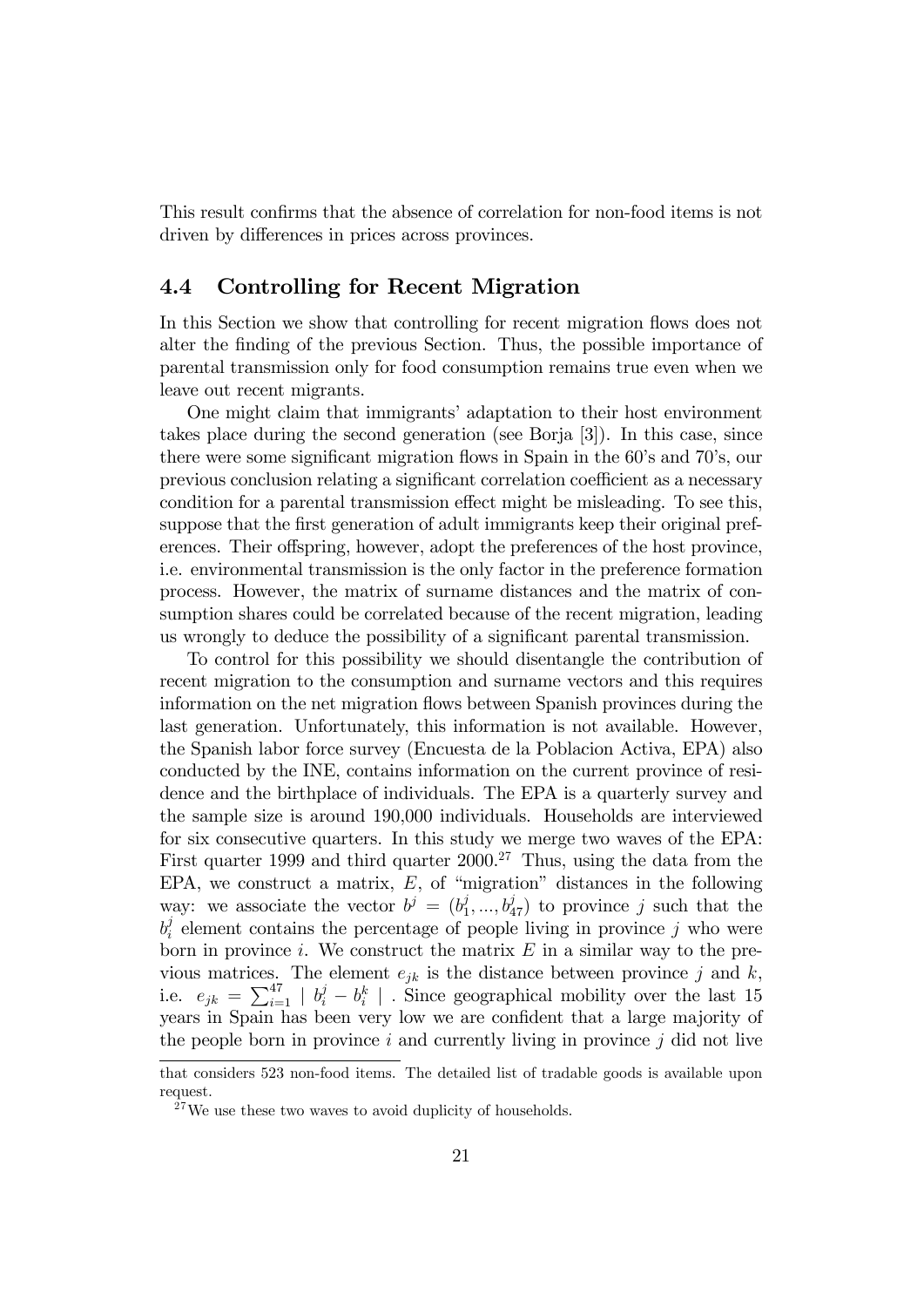This result confirms that the absence of correlation for non-food items is not driven by differences in prices across provinces.

### 4.4 Controlling for Recent Migration

In this Section we show that controlling for recent migration flows does not alter the finding of the previous Section. Thus, the possible importance of parental transmission only for food consumption remains true even when we leave out recent migrants.

One might claim that immigrants' adaptation to their host environment takes place during the second generation (see Borja [3]). In this case, since there were some significant migration flows in Spain in the 60's and 70's, our previous conclusion relating a significant correlation coefficient as a necessary condition for a parental transmission effect might be misleading. To see this, suppose that the first generation of adult immigrants keep their original preferences. Their offspring, however, adopt the preferences of the host province, i.e. environmental transmission is the only factor in the preference formation process. However, the matrix of surname distances and the matrix of consumption shares could be correlated because of the recent migration, leading us wrongly to deduce the possibility of a significant parental transmission.

To control for this possibility we should disentangle the contribution of recent migration to the consumption and surname vectors and this requires information on the net migration flows between Spanish provinces during the last generation. Unfortunately, this information is not available. However, the Spanish labor force survey (Encuesta de la Poblacion Activa, EPA) also conducted by the INE, contains information on the current province of residence and the birthplace of individuals. The EPA is a quarterly survey and the sample size is around 190,000 individuals. Households are interviewed for six consecutive quarters. In this study we merge two waves of the EPA: First quarter 1999 and third quarter 2000.[27] Thus, using the data from the EPA, we construct a matrix, $E$, of "migration" distances in the following way: we associate the vector $b^j = (b_1^j, ..., b_{47}^j)$ to province $j$ such that the $b_i^j$ element contains the percentage of people living in province $j$ who were born in province $i$. We construct the matrix $E$ in a similar way to the previous matrices. The element $e_{jk}$ is the distance between province $j$ and $k$, i.e. $e_{jk} = \sum_{i=1}^{47} \mid b_i^j - b_i^k \mid$ . Since geographical mobility over the last 15 years in Spain has been very low we are confident that a large majority of the people born in province $i$ and currently living in province $j$ did not live

that considers 523 non-food items. The detailed list of tradable goods is available upon request.

[27] We use these two waves to avoid duplicity of households.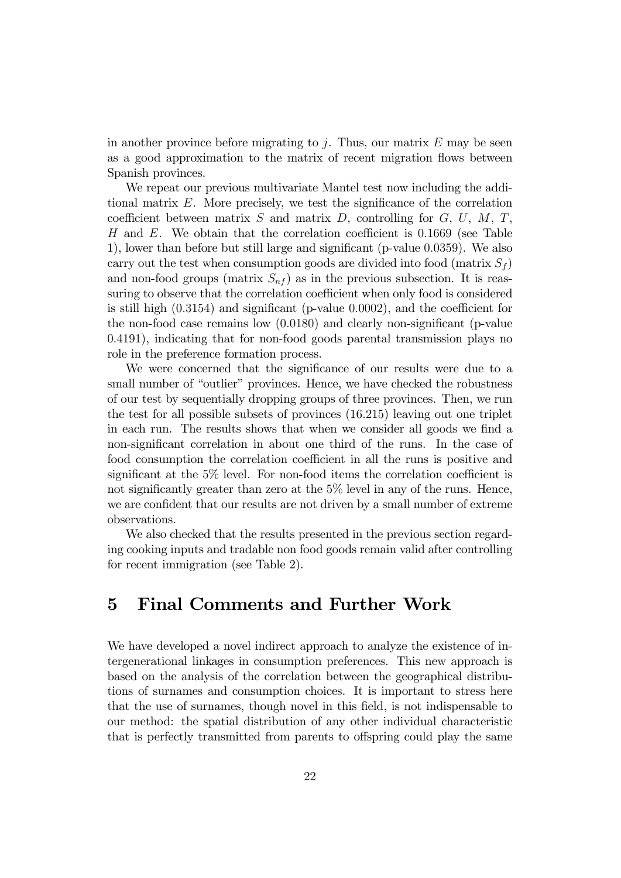in another province before migrating to $j$. Thus, our matrix $E$ may be seen as a good approximation to the matrix of recent migration flows between Spanish provinces.

We repeat our previous multivariate Mantel test now including the additional matrix $E$. More precisely, we test the significance of the correlation coefficient between matrix $S$ and matrix $D$, controlling for $G$, $U$, $M$, $T$, $H$ and $E$. We obtain that the correlation coefficient is 0.1669 (see Table 1), lower than before but still large and significant (p-value 0.0359). We also carry out the test when consumption goods are divided into food (matrix $S_f$) and non-food groups (matrix $S_{nf}$) as in the previous subsection. It is reassuring to observe that the correlation coefficient when only food is considered is still high (0.3154) and significant (p-value 0.0002), and the coefficient for the non-food case remains low (0.0180) and clearly non-significant (p-value 0.4191), indicating that for non-food goods parental transmission plays no role in the preference formation process.

We were concerned that the significance of our results were due to a small number of "outlier" provinces. Hence, we have checked the robustness of our test by sequentially dropping groups of three provinces. Then, we run the test for all possible subsets of provinces (16.215) leaving out one triplet in each run. The results shows that when we consider all goods we find a non-significant correlation in about one third of the runs. In the case of food consumption the correlation coefficient in all the runs is positive and significant at the 5% level. For non-food items the correlation coefficient is not significantly greater than zero at the 5% level in any of the runs. Hence, we are confident that our results are not driven by a small number of extreme observations.

We also checked that the results presented in the previous section regarding cooking inputs and tradable non food goods remain valid after controlling for recent immigration (see Table 2).

# 5 Final Comments and Further Work

We have developed a novel indirect approach to analyze the existence of intergenerational linkages in consumption preferences. This new approach is based on the analysis of the correlation between the geographical distributions of surnames and consumption choices. It is important to stress here that the use of surnames, though novel in this field, is not indispensable to our method: the spatial distribution of any other individual characteristic that is perfectly transmitted from parents to offspring could play the same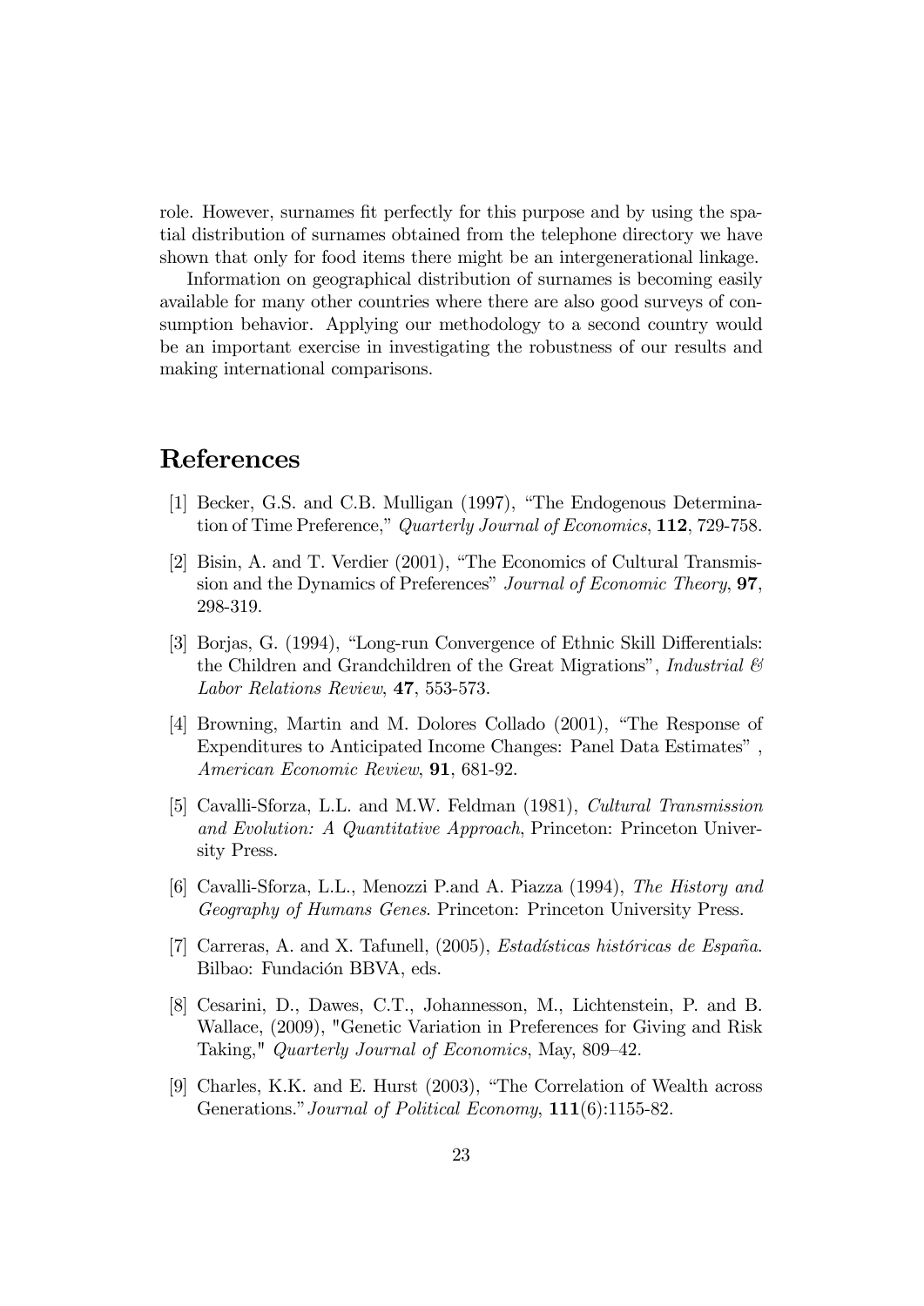role. However, surnames fit perfectly for this purpose and by using the spatial distribution of surnames obtained from the telephone directory we have shown that only for food items there might be an intergenerational linkage.

Information on geographical distribution of surnames is becoming easily available for many other countries where there are also good surveys of consumption behavior. Applying our methodology to a second country would be an important exercise in investigating the robustness of our results and making international comparisons.

# References

[1] Becker, G.S. and C.B. Mulligan (1997), "The Endogenous Determination of Time Preference," *Quarterly Journal of Economics*, **112**, 729-758.

[2] Bisin, A. and T. Verdier (2001), "The Economics of Cultural Transmission and the Dynamics of Preferences" *Journal of Economic Theory*, **97**, 298-319.

[3] Borjas, G. (1994), "Long-run Convergence of Ethnic Skill Differentials: the Children and Grandchildren of the Great Migrations", *Industrial & Labor Relations Review*, **47**, 553-573.

[4] Browning, Martin and M. Dolores Collado (2001), "The Response of Expenditures to Anticipated Income Changes: Panel Data Estimates" , *American Economic Review*, **91**, 681-92.

[5] Cavalli-Sforza, L.L. and M.W. Feldman (1981), *Cultural Transmission and Evolution: A Quantitative Approach*, Princeton: Princeton University Press.

[6] Cavalli-Sforza, L.L., Menozzi P.and A. Piazza (1994), *The History and Geography of Humans Genes*. Princeton: Princeton University Press.

[7] Carreras, A. and X. Tafunell, (2005), *Estadísticas históricas de España*. Bilbao: Fundación BBVA, eds.

[8] Cesarini, D., Dawes, C.T., Johannesson, M., Lichtenstein, P. and B. Wallace, (2009), "Genetic Variation in Preferences for Giving and Risk Taking," *Quarterly Journal of Economics*, May, 809–42.

[9] Charles, K.K. and E. Hurst (2003), "The Correlation of Wealth across Generations." *Journal of Political Economy*, **111**(6):1155-82.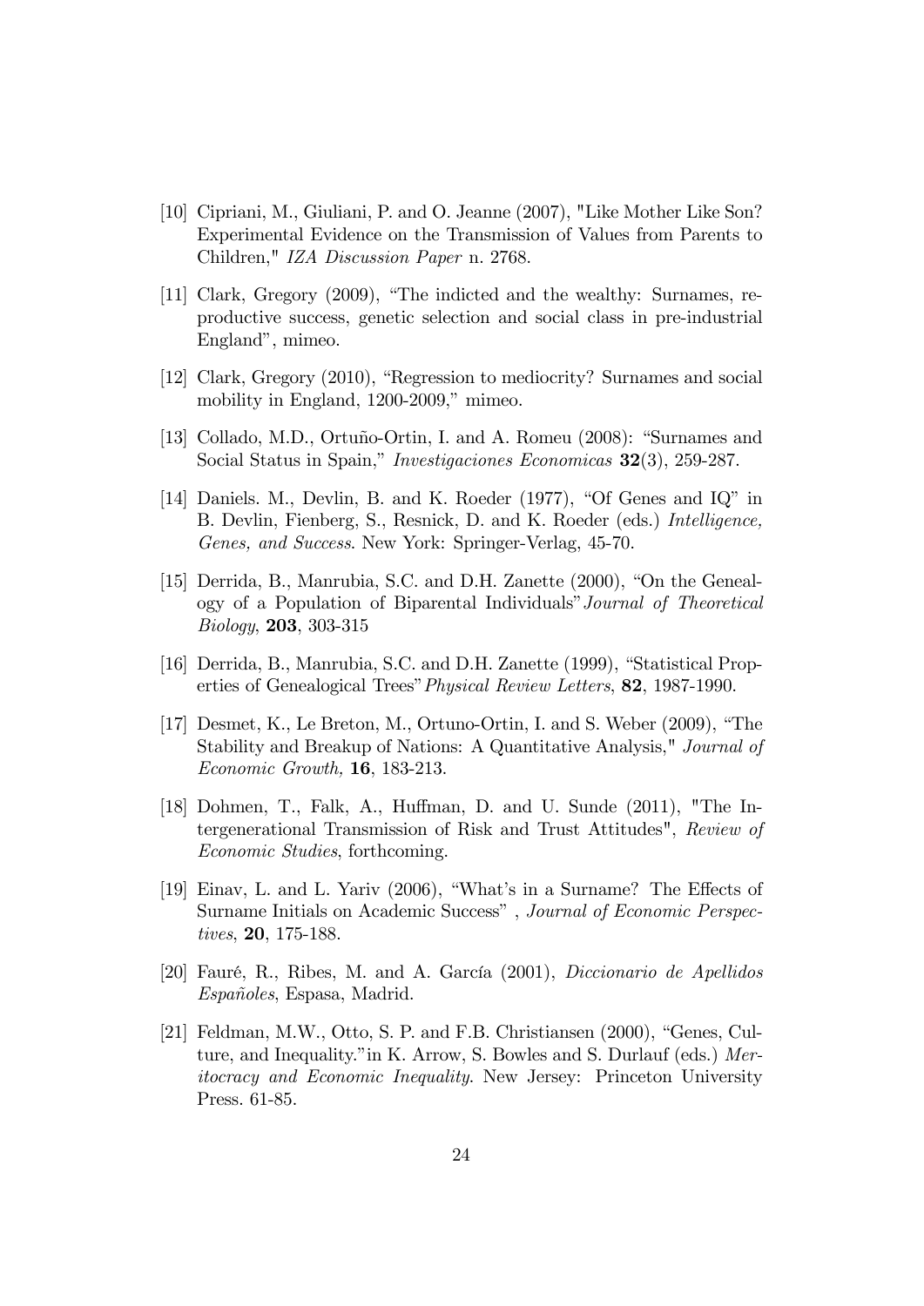[10] Cipriani, M., Giuliani, P. and O. Jeanne (2007), "Like Mother Like Son? Experimental Evidence on the Transmission of Values from Parents to Children," *IZA Discussion Paper* n. 2768.

[11] Clark, Gregory (2009), "The indicted and the wealthy: Surnames, reproductive success, genetic selection and social class in pre-industrial England", mimeo.

[12] Clark, Gregory (2010), "Regression to mediocrity? Surnames and social mobility in England, 1200-2009," mimeo.

[13] Collado, M.D., Ortuño-Ortin, I. and A. Romeu (2008): "Surnames and Social Status in Spain," *Investigaciones Economicas* **32**(3), 259-287.

[14] Daniels. M., Devlin, B. and K. Roeder (1977), "Of Genes and IQ" in B. Devlin, Fienberg, S., Resnick, D. and K. Roeder (eds.) *Intelligence, Genes, and Success*. New York: Springer-Verlag, 45-70.

[15] Derrida, B., Manrubia, S.C. and D.H. Zanette (2000), "On the Genealogy of a Population of Biparental Individuals" *Journal of Theoretical Biology*, **203**, 303-315

[16] Derrida, B., Manrubia, S.C. and D.H. Zanette (1999), "Statistical Properties of Genealogical Trees" *Physical Review Letters*, **82**, 1987-1990.

[17] Desmet, K., Le Breton, M., Ortuno-Ortin, I. and S. Weber (2009), "The Stability and Breakup of Nations: A Quantitative Analysis," *Journal of Economic Growth,* **16**, 183-213.

[18] Dohmen, T., Falk, A., Huffman, D. and U. Sunde (2011), "The Intergenerational Transmission of Risk and Trust Attitudes", *Review of Economic Studies*, forthcoming.

[19] Einav, L. and L. Yariv (2006), "What's in a Surname? The Effects of Surname Initials on Academic Success" , *Journal of Economic Perspectives*, **20**, 175-188.

[20] Fauré, R., Ribes, M. and A. García (2001), *Diccionario de Apellidos Españoles*, Espasa, Madrid.

[21] Feldman, M.W., Otto, S. P. and F.B. Christiansen (2000), "Genes, Culture, and Inequality." in K. Arrow, S. Bowles and S. Durlauf (eds.) *Meritocracy and Economic Inequality*. New Jersey: Princeton University Press. 61-85.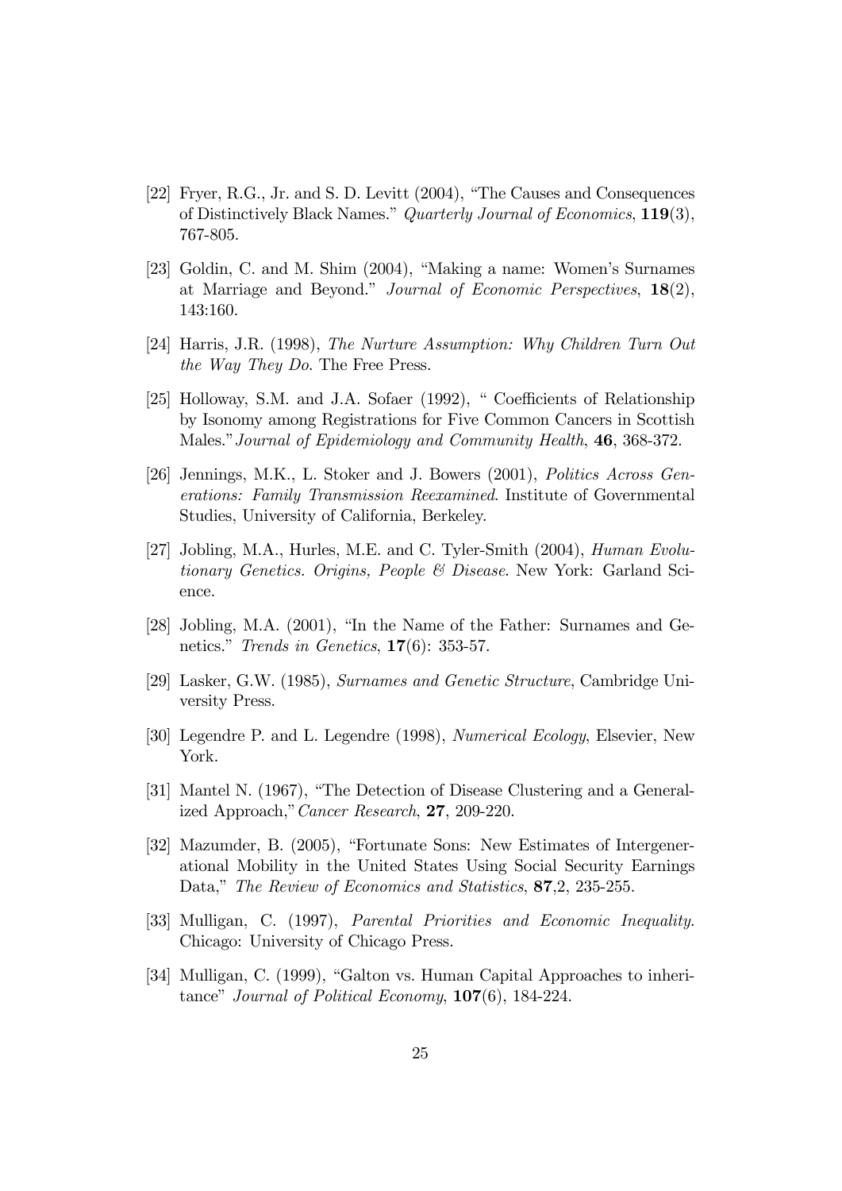[22] Fryer, R.G., Jr. and S. D. Levitt (2004), "The Causes and Consequences of Distinctively Black Names." *Quarterly Journal of Economics*, **119**(3), 767-805.

[23] Goldin, C. and M. Shim (2004), "Making a name: Women's Surnames at Marriage and Beyond." *Journal of Economic Perspectives*, **18**(2), 143:160.

[24] Harris, J.R. (1998), *The Nurture Assumption: Why Children Turn Out the Way They Do*. The Free Press.

[25] Holloway, S.M. and J.A. Sofaer (1992), " Coefficients of Relationship by Isonomy among Registrations for Five Common Cancers in Scottish Males." *Journal of Epidemiology and Community Health*, **46**, 368-372.

[26] Jennings, M.K., L. Stoker and J. Bowers (2001), *Politics Across Generations: Family Transmission Reexamined*. Institute of Governmental Studies, University of California, Berkeley.

[27] Jobling, M.A., Hurles, M.E. and C. Tyler-Smith (2004), *Human Evolutionary Genetics. Origins, People & Disease*. New York: Garland Science.

[28] Jobling, M.A. (2001), "In the Name of the Father: Surnames and Genetics." *Trends in Genetics*, **17**(6): 353-57.

[29] Lasker, G.W. (1985), *Surnames and Genetic Structure*, Cambridge University Press.

[30] Legendre P. and L. Legendre (1998), *Numerical Ecology*, Elsevier, New York.

[31] Mantel N. (1967), "The Detection of Disease Clustering and a Generalized Approach," *Cancer Research*, **27**, 209-220.

[32] Mazumder, B. (2005), "Fortunate Sons: New Estimates of Intergenerational Mobility in the United States Using Social Security Earnings Data," *The Review of Economics and Statistics*, **87**,2, 235-255.

[33] Mulligan, C. (1997), *Parental Priorities and Economic Inequality*. Chicago: University of Chicago Press.

[34] Mulligan, C. (1999), "Galton vs. Human Capital Approaches to inheritance" *Journal of Political Economy*, **107**(6), 184-224.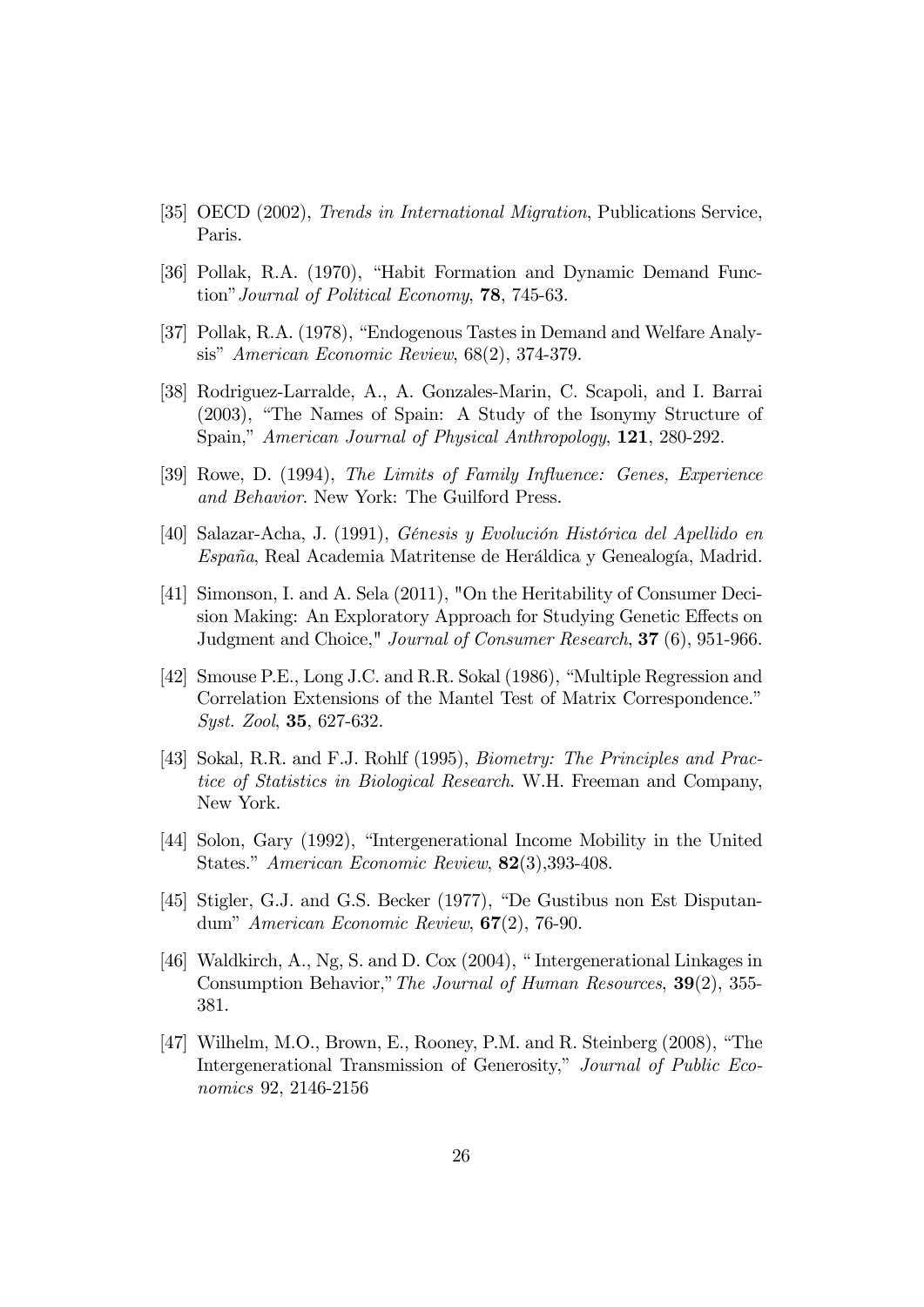[35] OECD (2002), *Trends in International Migration*, Publications Service, Paris.

[36] Pollak, R.A. (1970), "Habit Formation and Dynamic Demand Function" *Journal of Political Economy*, **78**, 745-63.

[37] Pollak, R.A. (1978), "Endogenous Tastes in Demand and Welfare Analysis" *American Economic Review*, 68(2), 374-379.

[38] Rodriguez-Larralde, A., A. Gonzales-Marin, C. Scapoli, and I. Barrai (2003), "The Names of Spain: A Study of the Isonymy Structure of Spain," *American Journal of Physical Anthropology*, **121**, 280-292.

[39] Rowe, D. (1994), *The Limits of Family Influence: Genes, Experience and Behavior*. New York: The Guilford Press.

[40] Salazar-Acha, J. (1991), *Génesis y Evolución Histórica del Apellido en España*, Real Academia Matritense de Heráldica y Genealogía, Madrid.

[41] Simonson, I. and A. Sela (2011), "On the Heritability of Consumer Decision Making: An Exploratory Approach for Studying Genetic Effects on Judgment and Choice," *Journal of Consumer Research*, **37** (6), 951-966.

[42] Smouse P.E., Long J.C. and R.R. Sokal (1986), "Multiple Regression and Correlation Extensions of the Mantel Test of Matrix Correspondence." *Syst. Zool*, **35**, 627-632.

[43] Sokal, R.R. and F.J. Rohlf (1995), *Biometry: The Principles and Practice of Statistics in Biological Research*. W.H. Freeman and Company, New York.

[44] Solon, Gary (1992), "Intergenerational Income Mobility in the United States." *American Economic Review*, **82**(3),393-408.

[45] Stigler, G.J. and G.S. Becker (1977), "De Gustibus non Est Disputandum" *American Economic Review*, **67**(2), 76-90.

[46] Waldkirch, A., Ng, S. and D. Cox (2004), " Intergenerational Linkages in Consumption Behavior," *The Journal of Human Resources*, **39**(2), 355-381.

[47] Wilhelm, M.O., Brown, E., Rooney, P.M. and R. Steinberg (2008), "The Intergenerational Transmission of Generosity," *Journal of Public Economics* 92, 2146-2156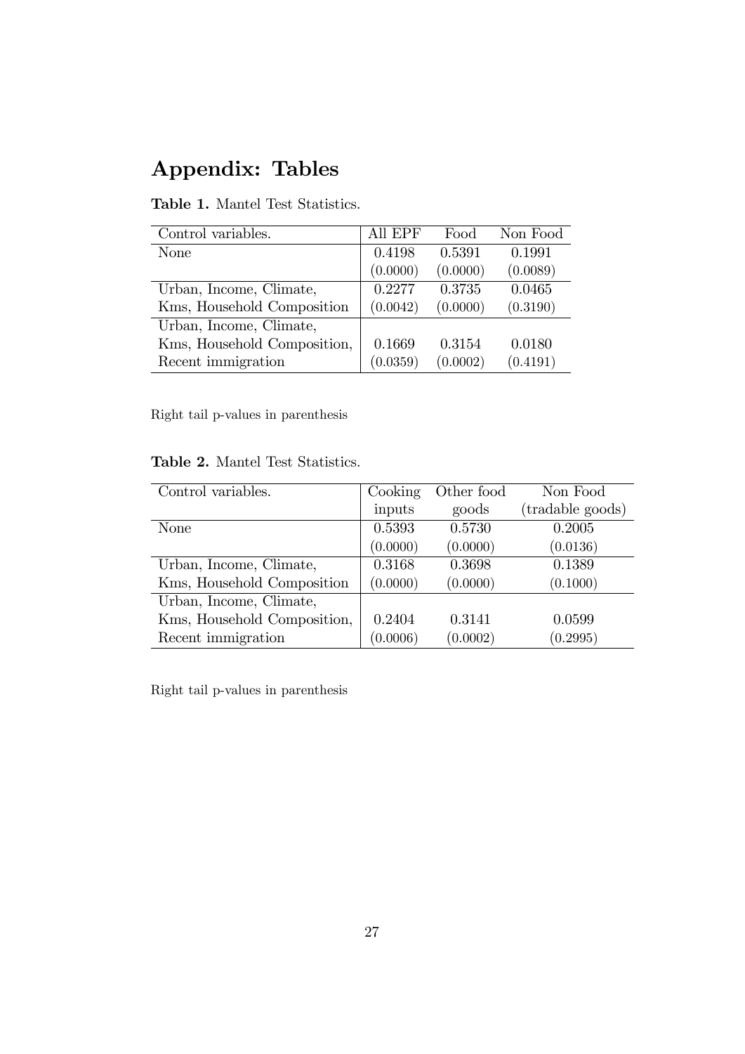# Appendix: Tables

**Table 1.** Mantel Test Statistics.

| Control variables. | All EPF | Food | Non Food |
|---|---|---|---|
| None | 0.4198 | 0.5391 | 0.1991 |
| | (0.0000) | (0.0000) | (0.0089) |
| Urban, Income, Climate, | 0.2277 | 0.3735 | 0.0465 |
| Kms, Household Composition | (0.0042) | (0.0000) | (0.3190) |
| Urban, Income, Climate, | | | |
| Kms, Household Composition, | 0.1669 | 0.3154 | 0.0180 |
| Recent immigration | (0.0359) | (0.0002) | (0.4191) |

Right tail p-values in parenthesis

**Table 2.** Mantel Test Statistics.

| Control variables. | Cooking inputs | Other food goods | Non Food (tradable goods) |
|---|---|---|---|
| None | 0.5393 | 0.5730 | 0.2005 |
| | (0.0000) | (0.0000) | (0.0136) |
| Urban, Income, Climate, | 0.3168 | 0.3698 | 0.1389 |
| Kms, Household Composition | (0.0000) | (0.0000) | (0.1000) |
| Urban, Income, Climate, | | | |
| Kms, Household Composition, | 0.2404 | 0.3141 | 0.0599 |
| Recent immigration | (0.0006) | (0.0002) | (0.2995) |

Right tail p-values in parenthesis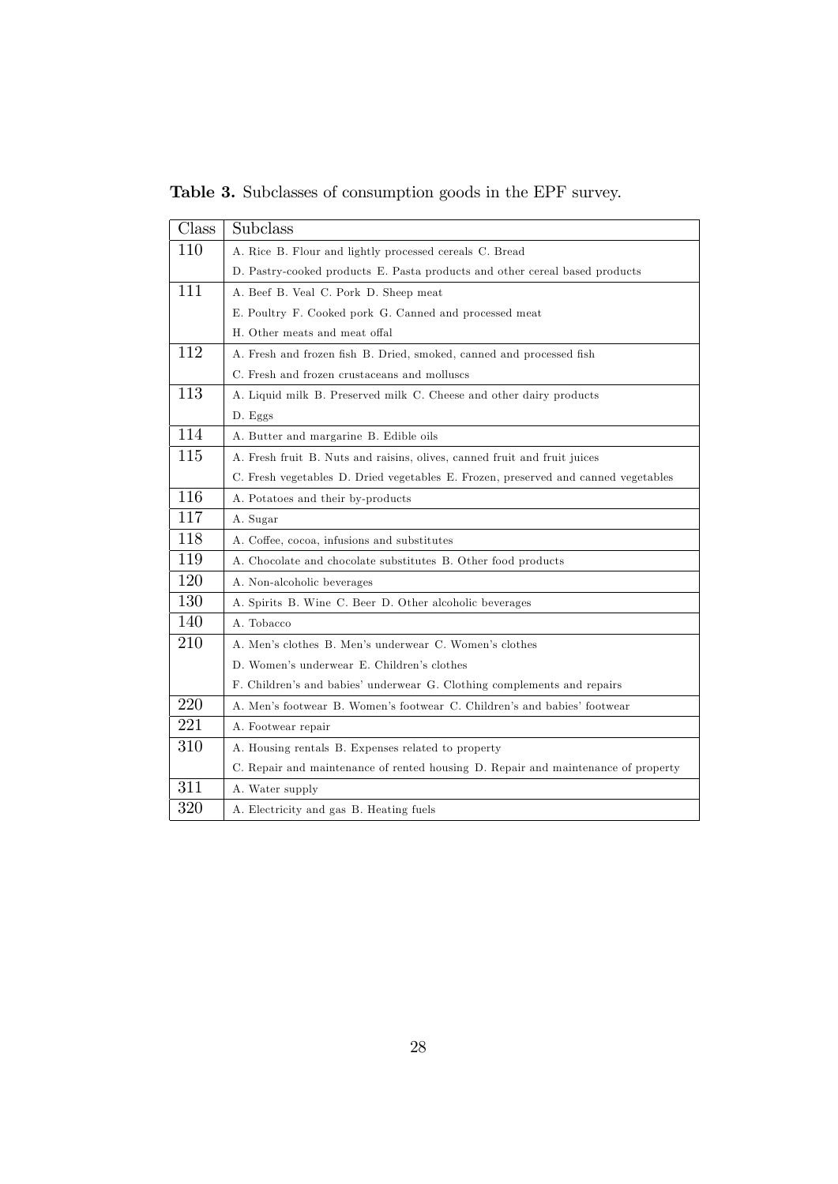**Table 3.** Subclasses of consumption goods in the EPF survey.

| Class | Subclass |
| --- | --- |
| 110 | A. Rice B. Flour and lightly processed cereals C. Bread D. Pastry-cooked products E. Pasta products and other cereal based products |
| 111 | A. Beef B. Veal C. Pork D. Sheep meat E. Poultry F. Cooked pork G. Canned and processed meat H. Other meats and meat offal |
| 112 | A. Fresh and frozen fish B. Dried, smoked, canned and processed fish C. Fresh and frozen crustaceans and molluscs |
| 113 | A. Liquid milk B. Preserved milk C. Cheese and other dairy products D. Eggs |
| 114 | A. Butter and margarine B. Edible oils |
| 115 | A. Fresh fruit B. Nuts and raisins, olives, canned fruit and fruit juices C. Fresh vegetables D. Dried vegetables E. Frozen, preserved and canned vegetables |
| 116 | A. Potatoes and their by-products |
| 117 | A. Sugar |
| 118 | A. Coffee, cocoa, infusions and substitutes |
| 119 | A. Chocolate and chocolate substitutes B. Other food products |
| 120 | A. Non-alcoholic beverages |
| 130 | A. Spirits B. Wine C. Beer D. Other alcoholic beverages |
| 140 | A. Tobacco |
| 210 | A. Men's clothes B. Men's underwear C. Women's clothes D. Women's underwear E. Children's clothes F. Children's and babies' underwear G. Clothing complements and repairs |
| 220 | A. Men's footwear B. Women's footwear C. Children's and babies' footwear |
| 221 | A. Footwear repair |
| 310 | A. Housing rentals B. Expenses related to property C. Repair and maintenance of rented housing D. Repair and maintenance of property |
| 311 | A. Water supply |
| 320 | A. Electricity and gas B. Heating fuels |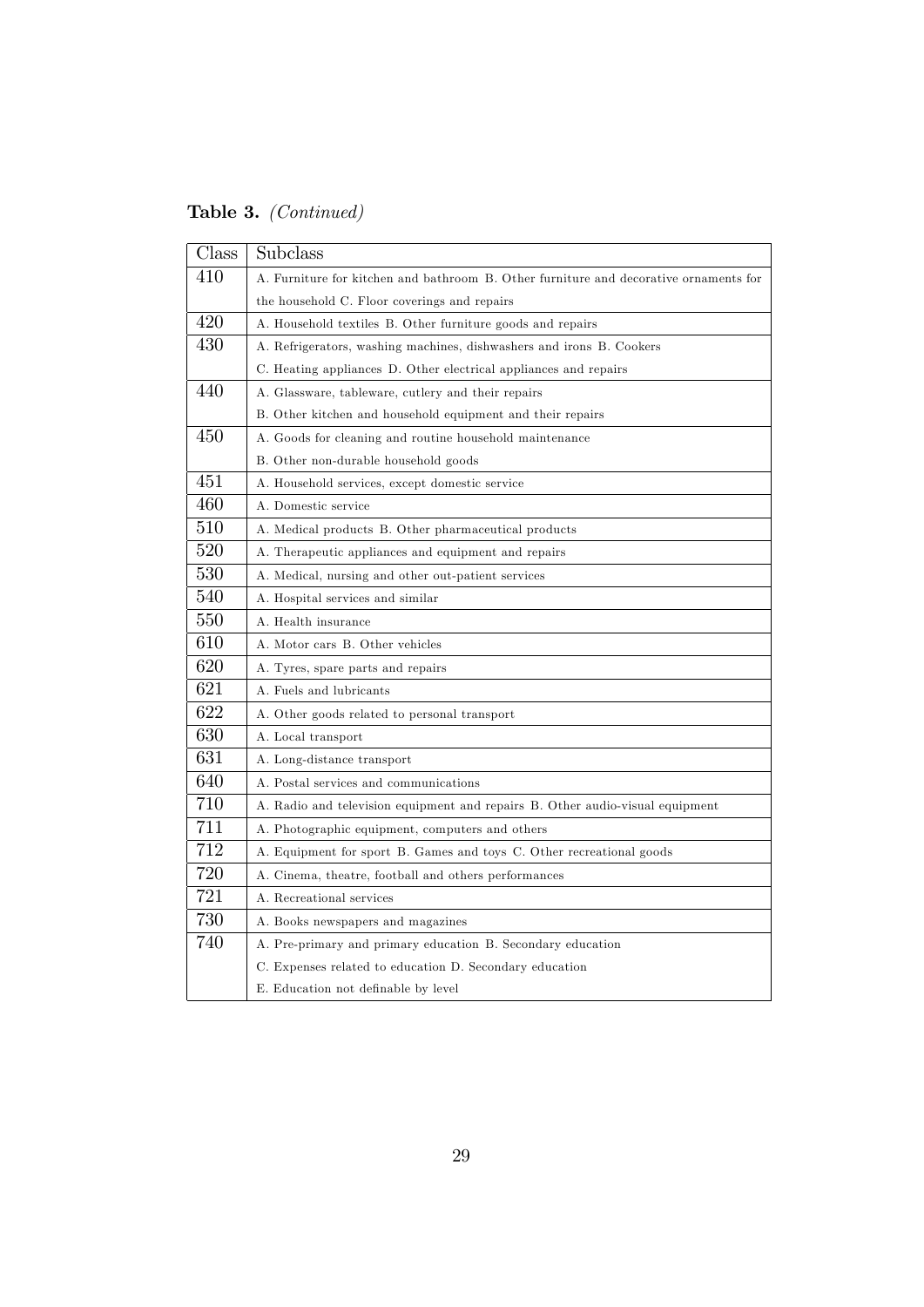**Table 3.** *(Continued)*

| Class | Subclass |
|---|---|
| 410 | A. Furniture for kitchen and bathroom B. Other furniture and decorative ornaments for the household C. Floor coverings and repairs |
| 420 | A. Household textiles B. Other furniture goods and repairs |
| 430 | A. Refrigerators, washing machines, dishwashers and irons B. Cookers C. Heating appliances D. Other electrical appliances and repairs |
| 440 | A. Glassware, tableware, cutlery and their repairs B. Other kitchen and household equipment and their repairs |
| 450 | A. Goods for cleaning and routine household maintenance B. Other non-durable household goods |
| 451 | A. Household services, except domestic service |
| 460 | A. Domestic service |
| 510 | A. Medical products B. Other pharmaceutical products |
| 520 | A. Therapeutic appliances and equipment and repairs |
| 530 | A. Medical, nursing and other out-patient services |
| 540 | A. Hospital services and similar |
| 550 | A. Health insurance |
| 610 | A. Motor cars B. Other vehicles |
| 620 | A. Tyres, spare parts and repairs |
| 621 | A. Fuels and lubricants |
| 622 | A. Other goods related to personal transport |
| 630 | A. Local transport |
| 631 | A. Long-distance transport |
| 640 | A. Postal services and communications |
| 710 | A. Radio and television equipment and repairs B. Other audio-visual equipment |
| 711 | A. Photographic equipment, computers and others |
| 712 | A. Equipment for sport B. Games and toys C. Other recreational goods |
| 720 | A. Cinema, theatre, football and others performances |
| 721 | A. Recreational services |
| 730 | A. Books newspapers and magazines |
| 740 | A. Pre-primary and primary education B. Secondary education C. Expenses related to education D. Secondary education E. Education not definable by level |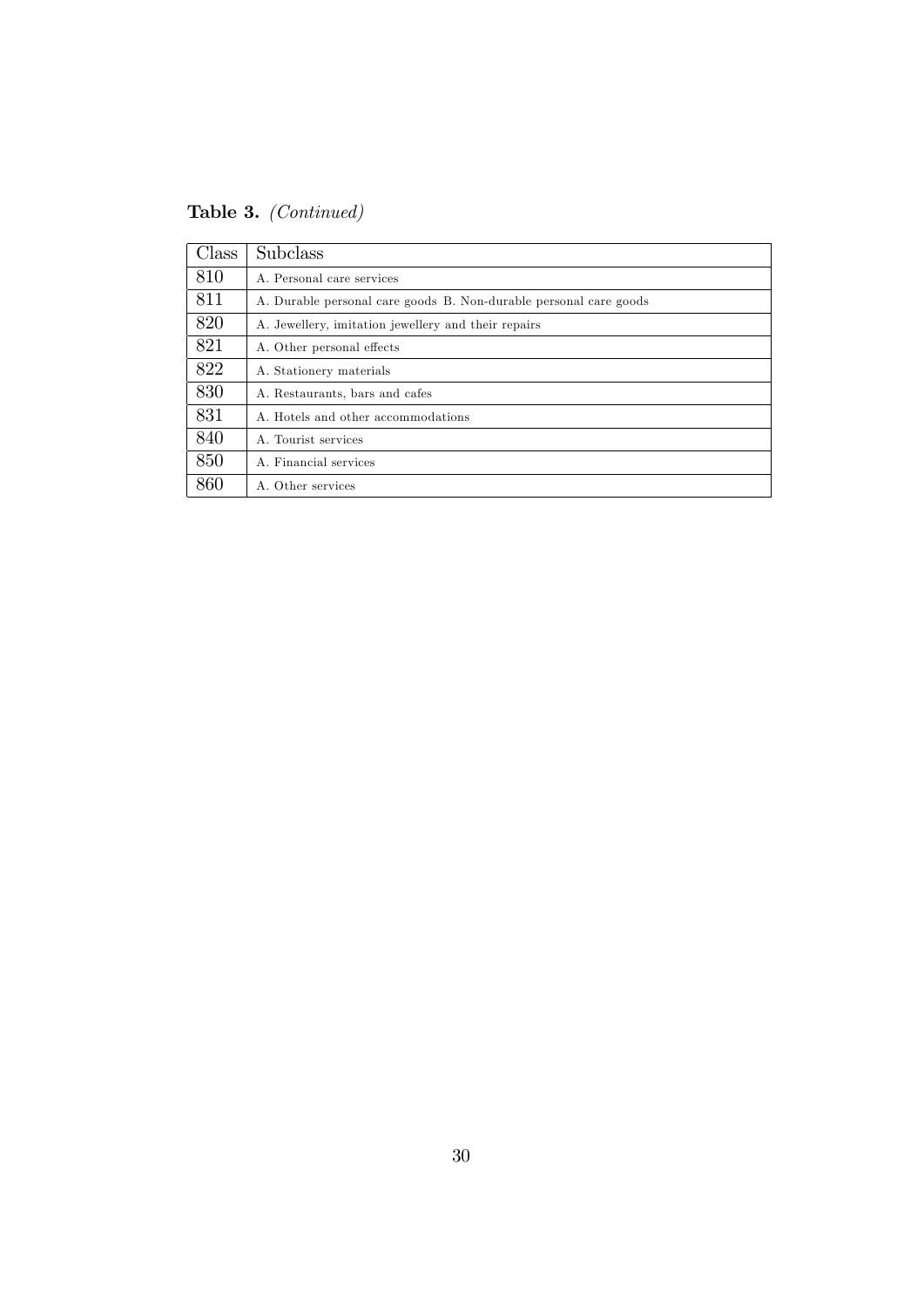**Table 3.** *(Continued)*

| Class | Subclass |
|---|---|
| 810 | A. Personal care services |
| 811 | A. Durable personal care goods B. Non-durable personal care goods |
| 820 | A. Jewellery, imitation jewellery and their repairs |
| 821 | A. Other personal effects |
| 822 | A. Stationery materials |
| 830 | A. Restaurants, bars and cafes |
| 831 | A. Hotels and other accommodations |
| 840 | A. Tourist services |
| 850 | A. Financial services |
| 860 | A. Other services |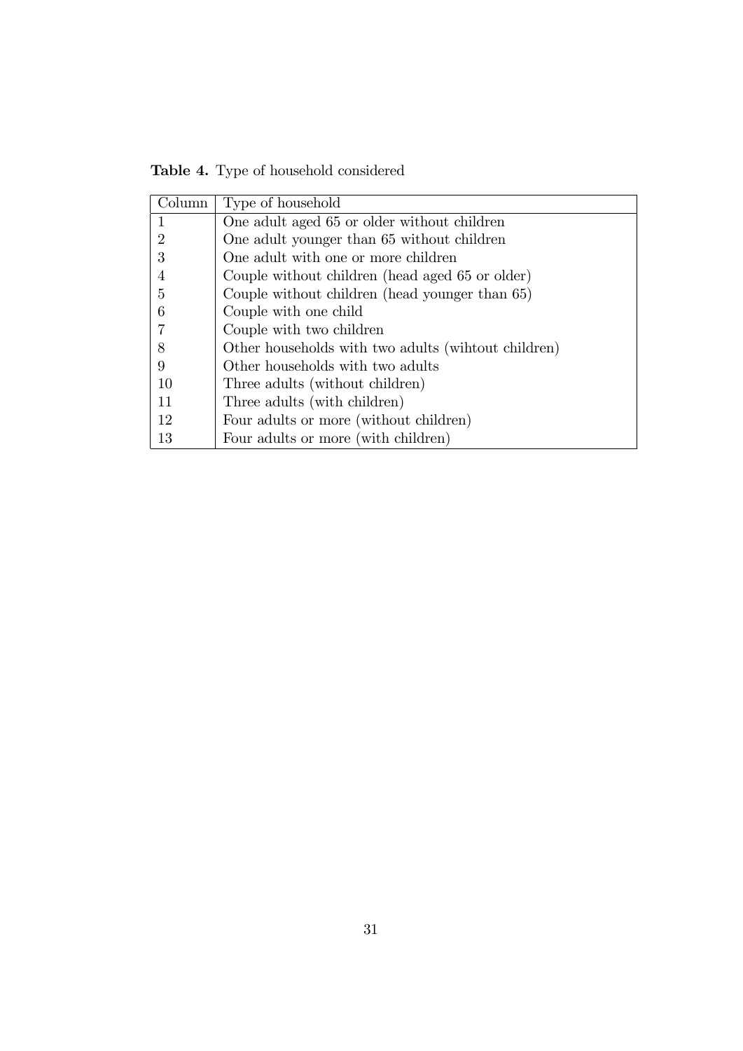**Table 4.** Type of household considered

| Column | Type of household |
|---|---|
| 1 | One adult aged 65 or older without children |
| 2 | One adult younger than 65 without children |
| 3 | One adult with one or more children |
| 4 | Couple without children (head aged 65 or older) |
| 5 | Couple without children (head younger than 65) |
| 6 | Couple with one child |
| 7 | Couple with two children |
| 8 | Other households with two adults (wihtout children) |
| 9 | Other households with two adults |
| 10 | Three adults (without children) |
| 11 | Three adults (with children) |
| 12 | Four adults or more (without children) |
| 13 | Four adults or more (with children) |